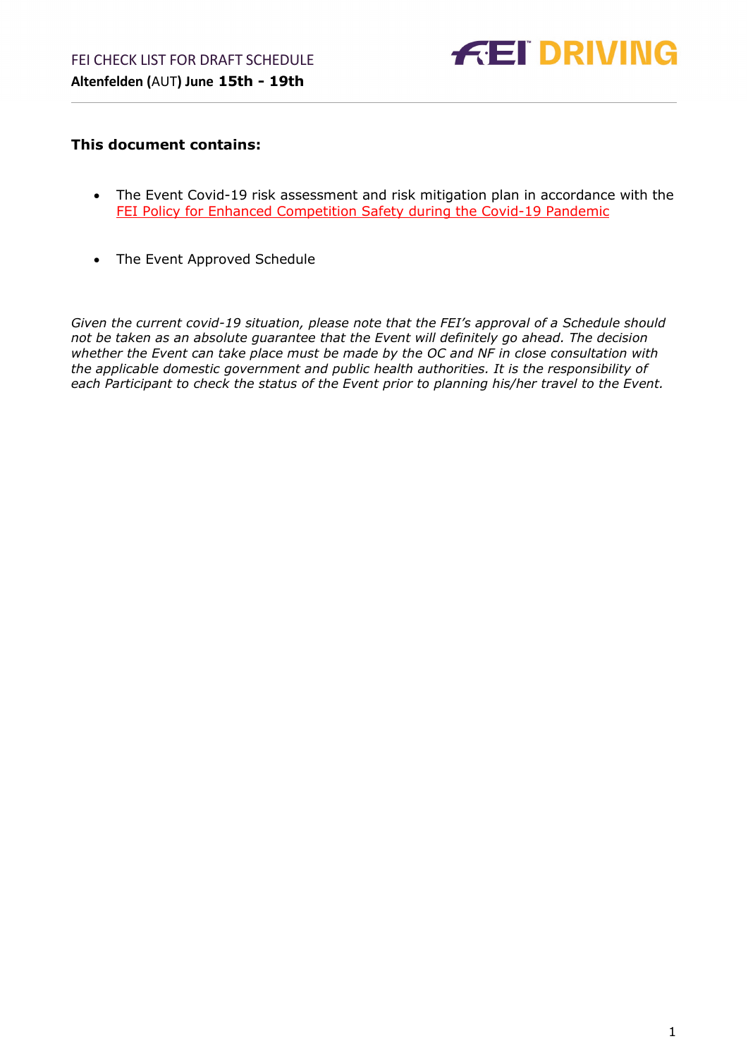FEI CHECK LIST FOR DRAFT SCHEDULE

**Altenfelden (AUT) June 15th - 19th**

FEI DRIVING

**This document contains:**

- The Event Covid-19 risk assessment and risk mitigation plan in accordance with the FEI Policy for Enhanced Competition Safety during the Covid-19 Pandemic
- The Event Approved Schedule

*Given the current covid-19 situation, please note that the FEI's approval of a Schedule should not be taken as an absolute guarantee that the Event will definitely go ahead. The decision whether the Event can take place must be made by the OC and NF in close consultation with the applicable domestic government and public health authorities. It is the responsibility of each Participant to check the status of the Event prior to planning his/her travel to the Event.*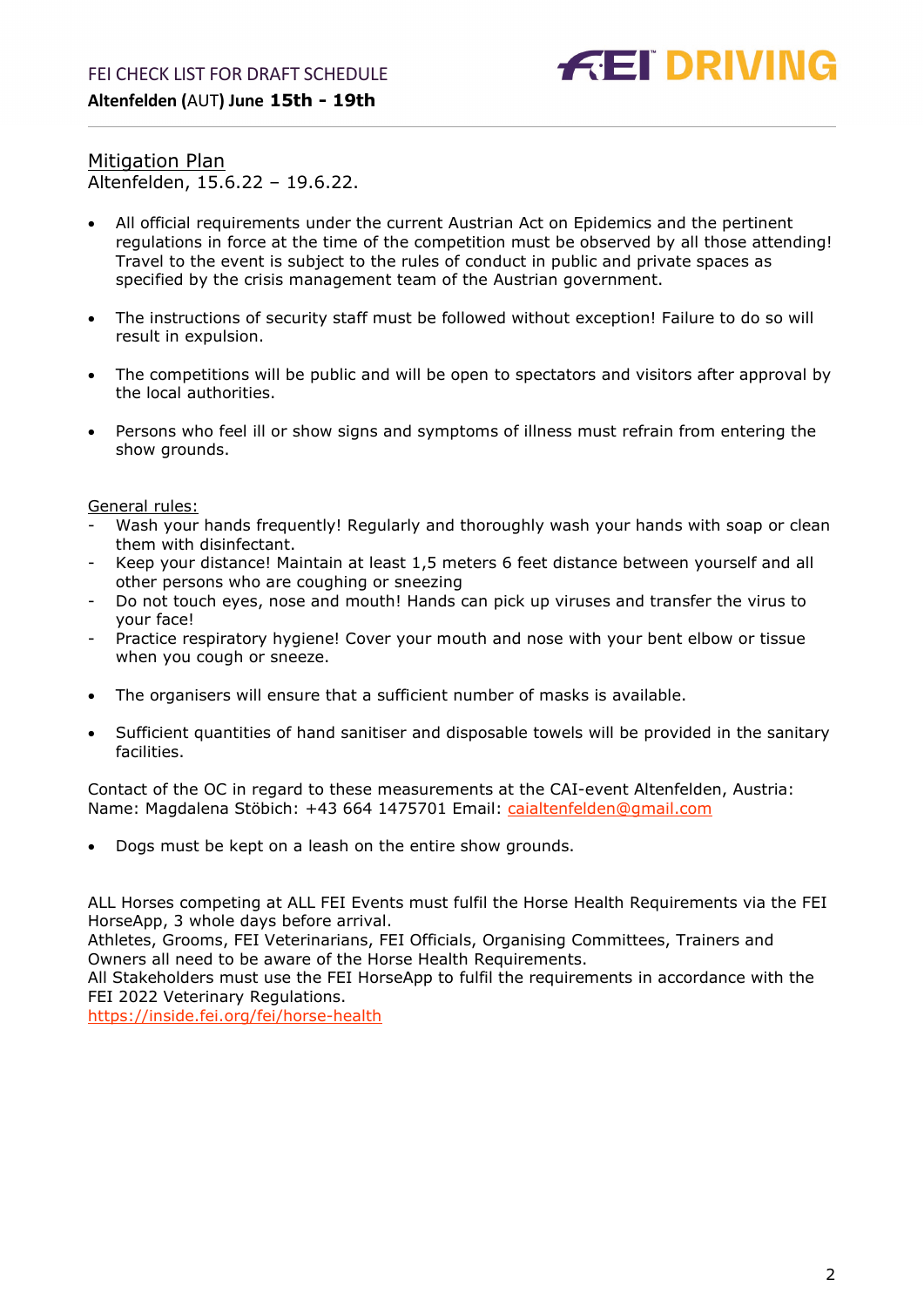## Mitigation Plan

Altenfelden, 15.6.22 – 19.6.22.

- All official requirements under the current Austrian Act on Epidemics and the pertinent regulations in force at the time of the competition must be observed by all those attending! Travel to the event is subject to the rules of conduct in public and private spaces as specified by the crisis management team of the Austrian government.

- The instructions of security staff must be followed without exception! Failure to do so will result in expulsion.

- The competitions will be public and will be open to spectators and visitors after approval by the local authorities.

- Persons who feel ill or show signs and symptoms of illness must refrain from entering the show grounds.

General rules:

- Wash your hands frequently! Regularly and thoroughly wash your hands with soap or clean them with disinfectant.
- Keep your distance! Maintain at least 1,5 meters 6 feet distance between yourself and all other persons who are coughing or sneezing
- Do not touch eyes, nose and mouth! Hands can pick up viruses and transfer the virus to your face!
- Practice respiratory hygiene! Cover your mouth and nose with your bent elbow or tissue when you cough or sneeze.

- The organisers will ensure that a sufficient number of masks is available.

- Sufficient quantities of hand sanitiser and disposable towels will be provided in the sanitary facilities.

Contact of the OC in regard to these measurements at the CAI-event Altenfelden, Austria:
Name: Magdalena Stöbich: +43 664 1475701 Email: caialtenfelden@gmail.com

- Dogs must be kept on a leash on the entire show grounds.

ALL Horses competing at ALL FEI Events must fulfil the Horse Health Requirements via the FEI HorseApp, 3 whole days before arrival.
Athletes, Grooms, FEI Veterinarians, FEI Officials, Organising Committees, Trainers and Owners all need to be aware of the Horse Health Requirements.
All Stakeholders must use the FEI HorseApp to fulfil the requirements in accordance with the FEI 2022 Veterinary Regulations.
https://inside.fei.org/fei/horse-health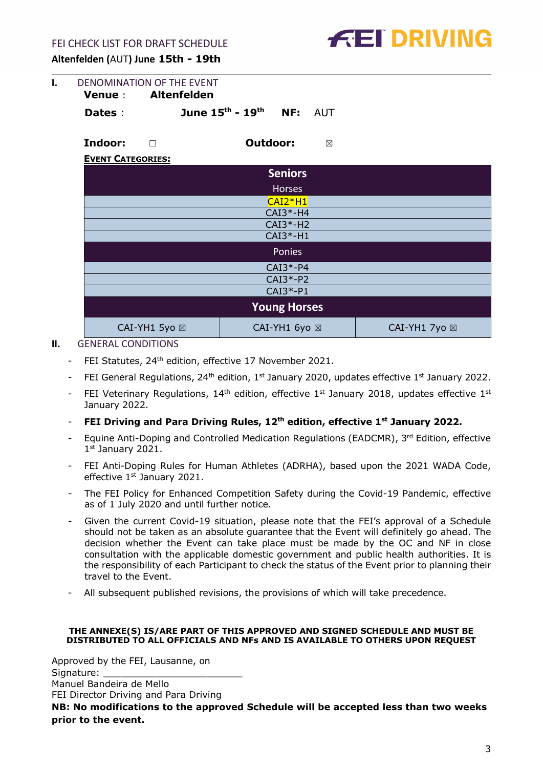FEI CHECK LIST FOR DRAFT SCHEDULE

**Altenfelden (AUT) June 15th - 19th**

## I. DENOMINATION OF THE EVENT

**Venue** : **Altenfelden**

**Dates** : **June 15th - 19th** **NF:** AUT

**Indoor:** ☐ **Outdoor:** ☒

**EVENT CATEGORIES:**

| Seniors | | |
|---|---|---|
| Horses | | |
| CAI2*H1 | | |
| CAI3*-H4 | | |
| CAI3*-H2 | | |
| CAI3*-H1 | | |
| Ponies | | |
| CAI3*-P4 | | |
| CAI3*-P2 | | |
| CAI3*-P1 | | |
| **Young Horses** | | |
| CAI-YH1 5yo ☒ | CAI-YH1 6yo ☒ | CAI-YH1 7yo ☒ |

## II. GENERAL CONDITIONS

- FEI Statutes, 24th edition, effective 17 November 2021.
- FEI General Regulations, 24th edition, 1st January 2020, updates effective 1st January 2022.
- FEI Veterinary Regulations, 14th edition, effective 1st January 2018, updates effective 1st January 2022.
- **FEI Driving and Para Driving Rules, 12th edition, effective 1st January 2022.**
- Equine Anti-Doping and Controlled Medication Regulations (EADCMR), 3rd Edition, effective 1st January 2021.
- FEI Anti-Doping Rules for Human Athletes (ADRHA), based upon the 2021 WADA Code, effective 1st January 2021.
- The FEI Policy for Enhanced Competition Safety during the Covid-19 Pandemic, effective as of 1 July 2020 and until further notice.
- Given the current Covid-19 situation, please note that the FEI's approval of a Schedule should not be taken as an absolute guarantee that the Event will definitely go ahead. The decision whether the Event can take place must be made by the OC and NF in close consultation with the applicable domestic government and public health authorities. It is the responsibility of each Participant to check the status of the Event prior to planning their travel to the Event.
- All subsequent published revisions, the provisions of which will take precedence.

**THE ANNEXE(S) IS/ARE PART OF THIS APPROVED AND SIGNED SCHEDULE AND MUST BE DISTRIBUTED TO ALL OFFICIALS AND NFs AND IS AVAILABLE TO OTHERS UPON REQUEST**

Approved by the FEI, Lausanne, on
Signature: ________________________
Manuel Bandeira de Mello
FEI Director Driving and Para Driving

**NB: No modifications to the approved Schedule will be accepted less than two weeks prior to the event.**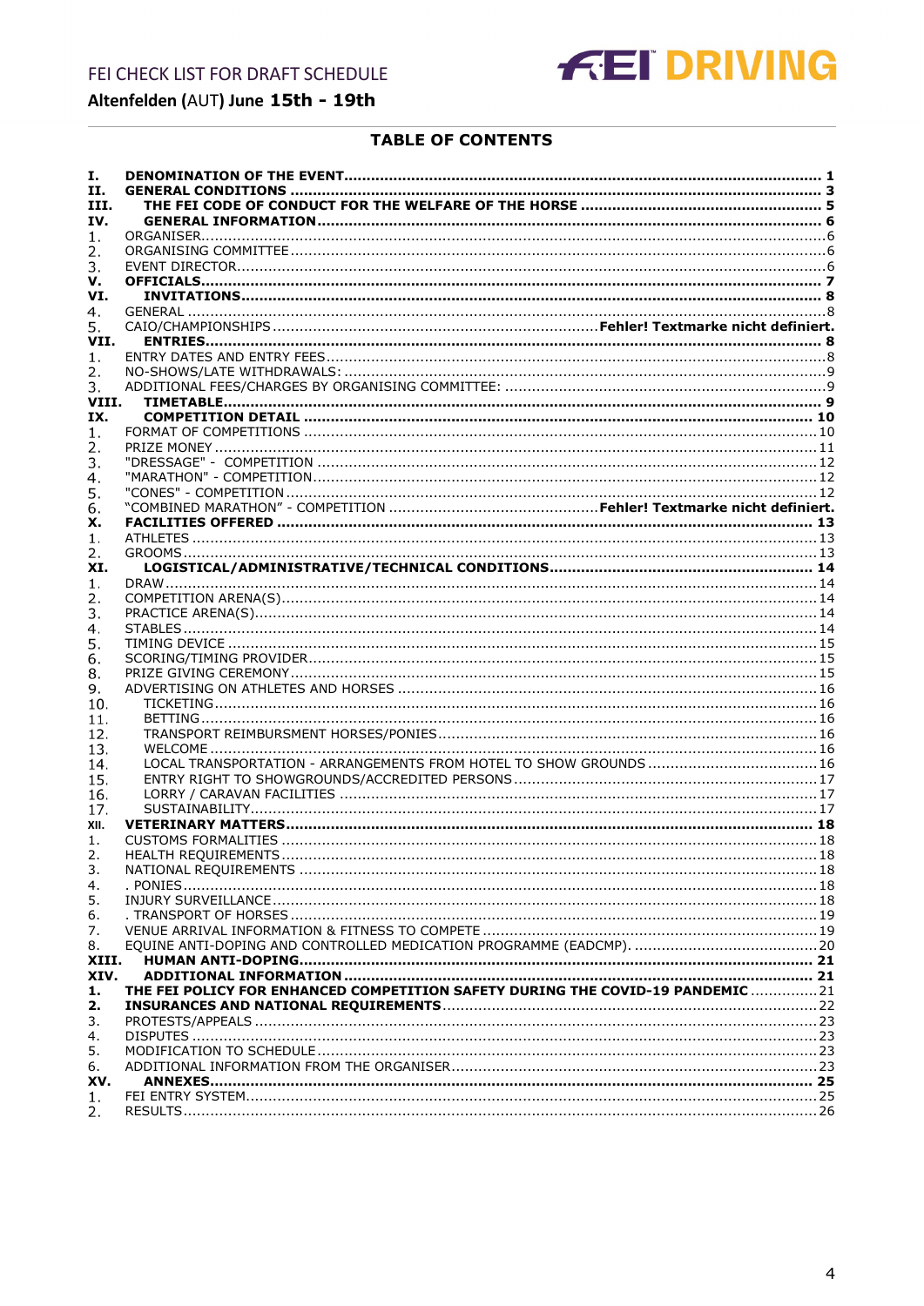## TABLE OF CONTENTS

**I. DENOMINATION OF THE EVENT ........................................................................................................ 1**
**II. GENERAL CONDITIONS ................................................................................................................... 3**
**III. THE FEI CODE OF CONDUCT FOR THE WELFARE OF THE HORSE ..................................................... 5**
**IV. GENERAL INFORMATION.................................................................................................................. 6**
1. ORGANISER......................................................................................................................................... 6
2. ORGANISING COMMITTEE ................................................................................................................... 6
3. EVENT DIRECTOR................................................................................................................................ 6

**V. OFFICIALS........................................................................................................................................... 7**
**VI. INVITATIONS.................................................................................................................................... 8**
4. GENERAL ............................................................................................................................................. 8
5. CAIO/CHAMPIONSHIPS .................................................................................. Fehler! Textmarke nicht definiert.

**VII. ENTRIES.......................................................................................................................................... 8**
1. ENTRY DATES AND ENTRY FEES.......................................................................................................... 8
2. NO-SHOWS/LATE WITHDRAWALS: ...................................................................................................... 9
3. ADDITIONAL FEES/CHARGES BY ORGANISING COMMITTEE: ................................................................ 9

**VIII. TIMETABLE..................................................................................................................................... 9**
**IX. COMPETITION DETAIL ................................................................................................................... 10**
1. FORMAT OF COMPETITIONS .............................................................................................................. 10
2. PRIZE MONEY ................................................................................................................................... 11
3. "DRESSAGE" - COMPETITION ............................................................................................................ 12
4. "MARATHON" - COMPETITION............................................................................................................ 12
5. "CONES" - COMPETITION .................................................................................................................. 12
6. "COMBINED MARATHON" - COMPETITION ........................................................ Fehler! Textmarke nicht definiert.

**X. FACILITIES OFFERED ...................................................................................................................... 13**
1. ATHLETES .......................................................................................................................................... 13
2. GROOMS............................................................................................................................................ 13

**XI. LOGISTICAL/ADMINISTRATIVE/TECHNICAL CONDITIONS............................................................... 14**
1. DRAW................................................................................................................................................ 14
2. COMPETITION ARENA(S).................................................................................................................... 14
3. PRACTICE ARENA(S).......................................................................................................................... 14
4. STABLES............................................................................................................................................ 14
5. TIMING DEVICE ................................................................................................................................. 15
6. SCORING/TIMING PROVIDER............................................................................................................. 15
8. PRIZE GIVING CEREMONY.................................................................................................................. 15
9. ADVERTISING ON ATHLETES AND HORSES ......................................................................................... 16
10. TICKETING........................................................................................................................................ 16
11. BETTING............................................................................................................................................ 16
12. TRANSPORT REIMBURSMENT HORSES/PONIES.................................................................................... 16
13. WELCOME .......................................................................................................................................... 16
14. LOCAL TRANSPORTATION - ARRANGEMENTS FROM HOTEL TO SHOW GROUNDS ...................................... 16
15. ENTRY RIGHT TO SHOWGROUNDS/ACCREDITED PERSONS.................................................................... 17
16. LORRY / CARAVAN FACILITIES ............................................................................................................ 17
17. SUSTAINABILITY................................................................................................................................. 17

**XII. VETERINARY MATTERS.................................................................................................................. 18**
1. CUSTOMS FORMALITIES .................................................................................................................... 18
2. HEALTH REQUIREMENTS..................................................................................................................... 18
3. NATIONAL REQUIREMENTS ................................................................................................................ 18
4. . PONIES............................................................................................................................................ 18
5. INJURY SURVEILLANCE....................................................................................................................... 18
6. . TRANSPORT OF HORSES .................................................................................................................. 19
7. VENUE ARRIVAL INFORMATION & FITNESS TO COMPETE ..................................................................... 19
8. EQUINE ANTI-DOPING AND CONTROLLED MEDICATION PROGRAMME (EADCMP). ................................... 20

**XIII. HUMAN ANTI-DOPING.................................................................................................................. 21**
**XIV. ADDITIONAL INFORMATION ......................................................................................................... 21**
**1. THE FEI POLICY FOR ENHANCED COMPETITION SAFETY DURING THE COVID-19 PANDEMIC ............... 21**
**2. INSURANCES AND NATIONAL REQUIREMENTS................................................................................. 22**
3. PROTESTS/APPEALS ........................................................................................................................... 23
4. DISPUTES .......................................................................................................................................... 23
5. MODIFICATION TO SCHEDULE ............................................................................................................ 23
6. ADDITIONAL INFORMATION FROM THE ORGANISER.............................................................................. 23

**XV. ANNEXES........................................................................................................................................ 25**
1. FEI ENTRY SYSTEM............................................................................................................................ 25
2. RESULTS............................................................................................................................................ 26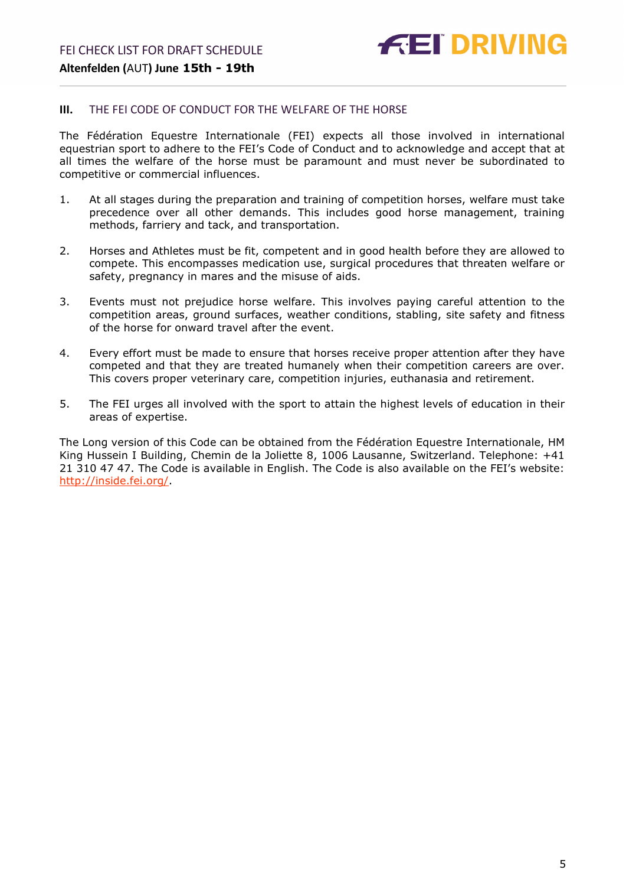## III. THE FEI CODE OF CONDUCT FOR THE WELFARE OF THE HORSE

The Fédération Equestre Internationale (FEI) expects all those involved in international equestrian sport to adhere to the FEI's Code of Conduct and to acknowledge and accept that at all times the welfare of the horse must be paramount and must never be subordinated to competitive or commercial influences.

1. At all stages during the preparation and training of competition horses, welfare must take precedence over all other demands. This includes good horse management, training methods, farriery and tack, and transportation.

2. Horses and Athletes must be fit, competent and in good health before they are allowed to compete. This encompasses medication use, surgical procedures that threaten welfare or safety, pregnancy in mares and the misuse of aids.

3. Events must not prejudice horse welfare. This involves paying careful attention to the competition areas, ground surfaces, weather conditions, stabling, site safety and fitness of the horse for onward travel after the event.

4. Every effort must be made to ensure that horses receive proper attention after they have competed and that they are treated humanely when their competition careers are over. This covers proper veterinary care, competition injuries, euthanasia and retirement.

5. The FEI urges all involved with the sport to attain the highest levels of education in their areas of expertise.

The Long version of this Code can be obtained from the Fédération Equestre Internationale, HM King Hussein I Building, Chemin de la Joliette 8, 1006 Lausanne, Switzerland. Telephone: +41 21 310 47 47. The Code is available in English. The Code is also available on the FEI's website: http://inside.fei.org/.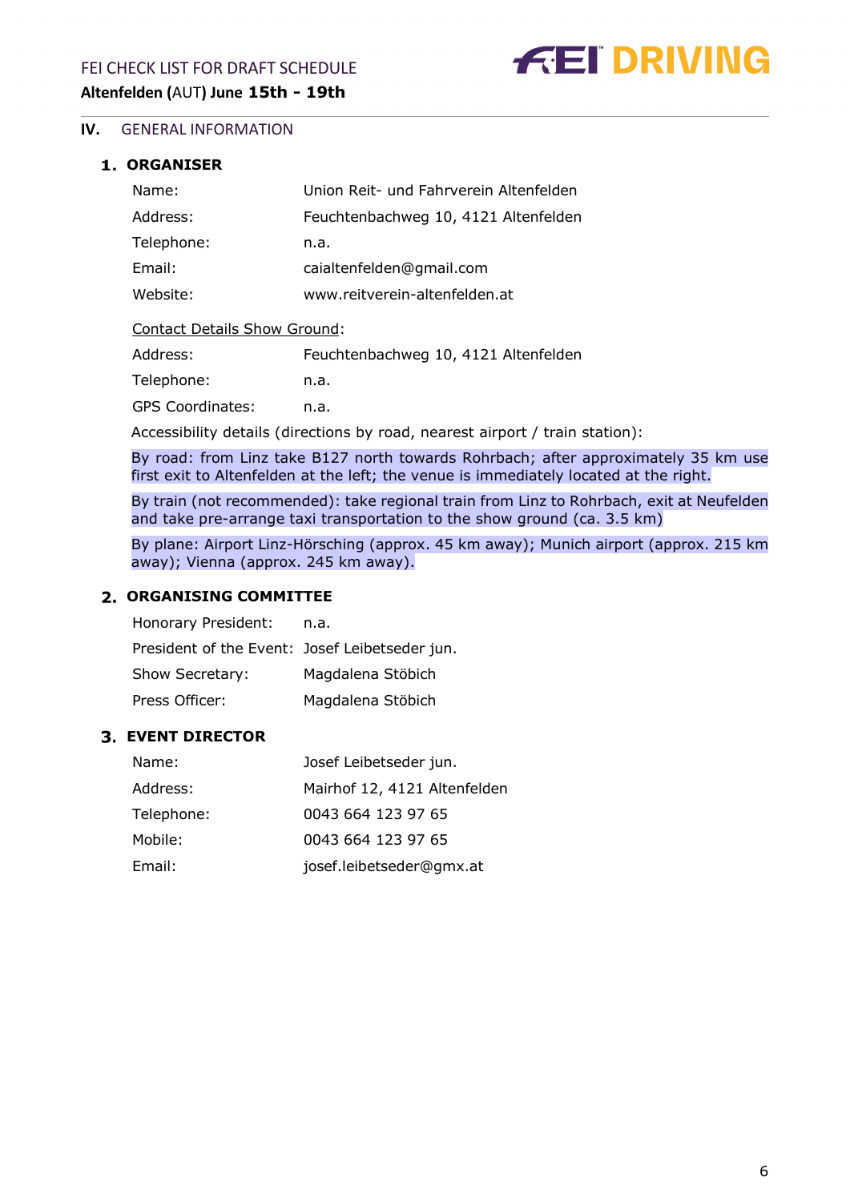## IV. GENERAL INFORMATION

### 1. ORGANISER

| | |
|---|---|
| Name: | Union Reit- und Fahrverein Altenfelden |
| Address: | Feuchtenbachweg 10, 4121 Altenfelden |
| Telephone: | n.a. |
| Email: | caialtenfelden@gmail.com |
| Website: | www.reitverein-altenfelden.at |

Contact Details Show Ground:

| | |
|---|---|
| Address: | Feuchtenbachweg 10, 4121 Altenfelden |
| Telephone: | n.a. |
| GPS Coordinates: | n.a. |

Accessibility details (directions by road, nearest airport / train station):

By road: from Linz take B127 north towards Rohrbach; after approximately 35 km use first exit to Altenfelden at the left; the venue is immediately located at the right.

By train (not recommended): take regional train from Linz to Rohrbach, exit at Neufelden and take pre-arrange taxi transportation to the show ground (ca. 3.5 km)

By plane: Airport Linz-Hörsching (approx. 45 km away); Munich airport (approx. 215 km away); Vienna (approx. 245 km away).

### 2. ORGANISING COMMITTEE

| | |
|---|---|
| Honorary President: | n.a. |
| President of the Event: | Josef Leibetseder jun. |
| Show Secretary: | Magdalena Stöbich |
| Press Officer: | Magdalena Stöbich |

### 3. EVENT DIRECTOR

| | |
|---|---|
| Name: | Josef Leibetseder jun. |
| Address: | Mairhof 12, 4121 Altenfelden |
| Telephone: | 0043 664 123 97 65 |
| Mobile: | 0043 664 123 97 65 |
| Email: | josef.leibetseder@gmx.at |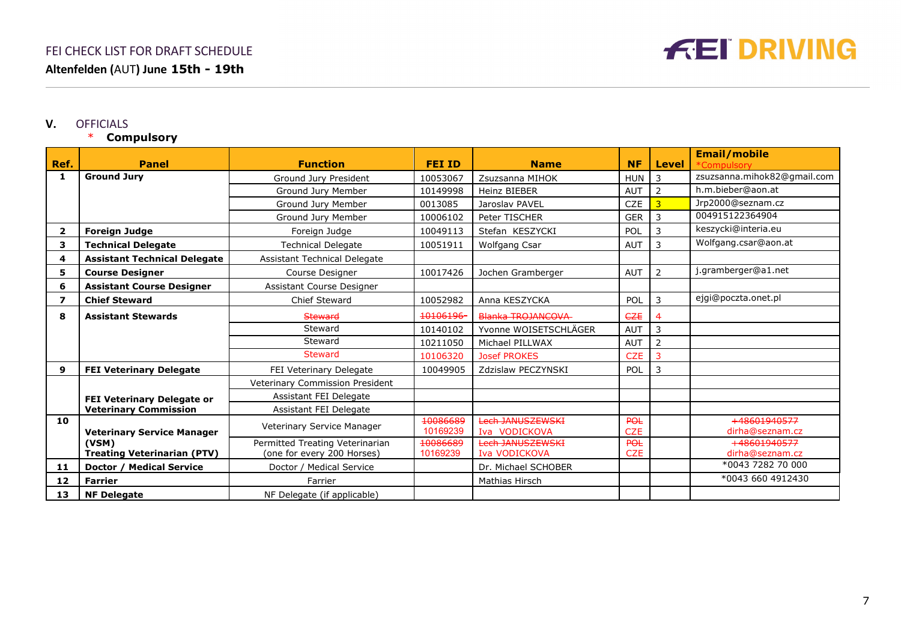FEI CHECK LIST FOR DRAFT SCHEDULE

**Altenfelden (AUT) June 15th - 19th**

FEI DRIVING

## V. OFFICIALS

\* **Compulsory**

| Ref. | Panel | Function | FEI ID | Name | NF | Level | Email/mobile *Compulsory |
|---|---|---|---|---|---|---|---|
| 1 | **Ground Jury** | Ground Jury President | 10053067 | Zsuzsanna MIHOK | HUN | 3 | zsuzsanna.mihok82@gmail.com |
| | | Ground Jury Member | 10149998 | Heinz BIEBER | AUT | 2 | h.m.bieber@aon.at |
| | | Ground Jury Member | 0013085 | Jaroslav PAVEL | CZE | 3 | Jrp2000@seznam.cz |
| | | Ground Jury Member | 10006102 | Peter TISCHER | GER | 3 | 004915122364904 |
| 2 | **Foreign Judge** | Foreign Judge | 10049113 | Stefan KESZYCKI | POL | 3 | keszycki@interia.eu |
| 3 | **Technical Delegate** | Technical Delegate | 10051911 | Wolfgang Csar | AUT | 3 | Wolfgang.csar@aon.at |
| 4 | **Assistant Technical Delegate** | Assistant Technical Delegate | | | | | |
| 5 | **Course Designer** | Course Designer | 10017426 | Jochen Gramberger | AUT | 2 | j.gramberger@a1.net |
| 6 | **Assistant Course Designer** | Assistant Course Designer | | | | | |
| 7 | **Chief Steward** | Chief Steward | 10052982 | Anna KESZYCKA | POL | 3 | ejgi@poczta.onet.pl |
| 8 | **Assistant Stewards** | ~~Steward~~ | ~~10106196~~ | ~~Blanka TROJANCOVA~~ | ~~CZE~~ | ~~4~~ | |
| | | Steward | 10140102 | Yvonne WOISETSCHLÄGER | AUT | 3 | |
| | | Steward | 10211050 | Michael PILLWAX | AUT | 2 | |
| | | Steward | 10106320 | Josef PROKES | CZE | 3 | |
| 9 | **FEI Veterinary Delegate** | FEI Veterinary Delegate | 10049905 | Zdzislaw PECZYNSKI | POL | 3 | |
| | **FEI Veterinary Delegate or Veterinary Commission** | Veterinary Commission President | | | | | |
| | | Assistant FEI Delegate | | | | | |
| | | Assistant FEI Delegate | | | | | |
| 10 | **Veterinary Service Manager (VSM) Treating Veterinarian (PTV)** | Veterinary Service Manager | ~~10086689~~ 10169239 | ~~Lech JANUSZEWSKI~~ Iva VODICKOVA | ~~POL~~ CZE | | ~~+48601940577~~ dirha@seznam.cz |
| | | Permitted Treating Veterinarian (one for every 200 Horses) | ~~10086689~~ 10169239 | ~~Lech JANUSZEWSKI~~ Iva VODICKOVA | ~~POL~~ CZE | | ~~+48601940577~~ dirha@seznam.cz |
| 11 | **Doctor / Medical Service** | Doctor / Medical Service | | Dr. Michael SCHOBER | | | *0043 7282 70 000 |
| 12 | **Farrier** | Farrier | | Mathias Hirsch | | | *0043 660 4912430 |
| 13 | **NF Delegate** | NF Delegate (if applicable) | | | | | |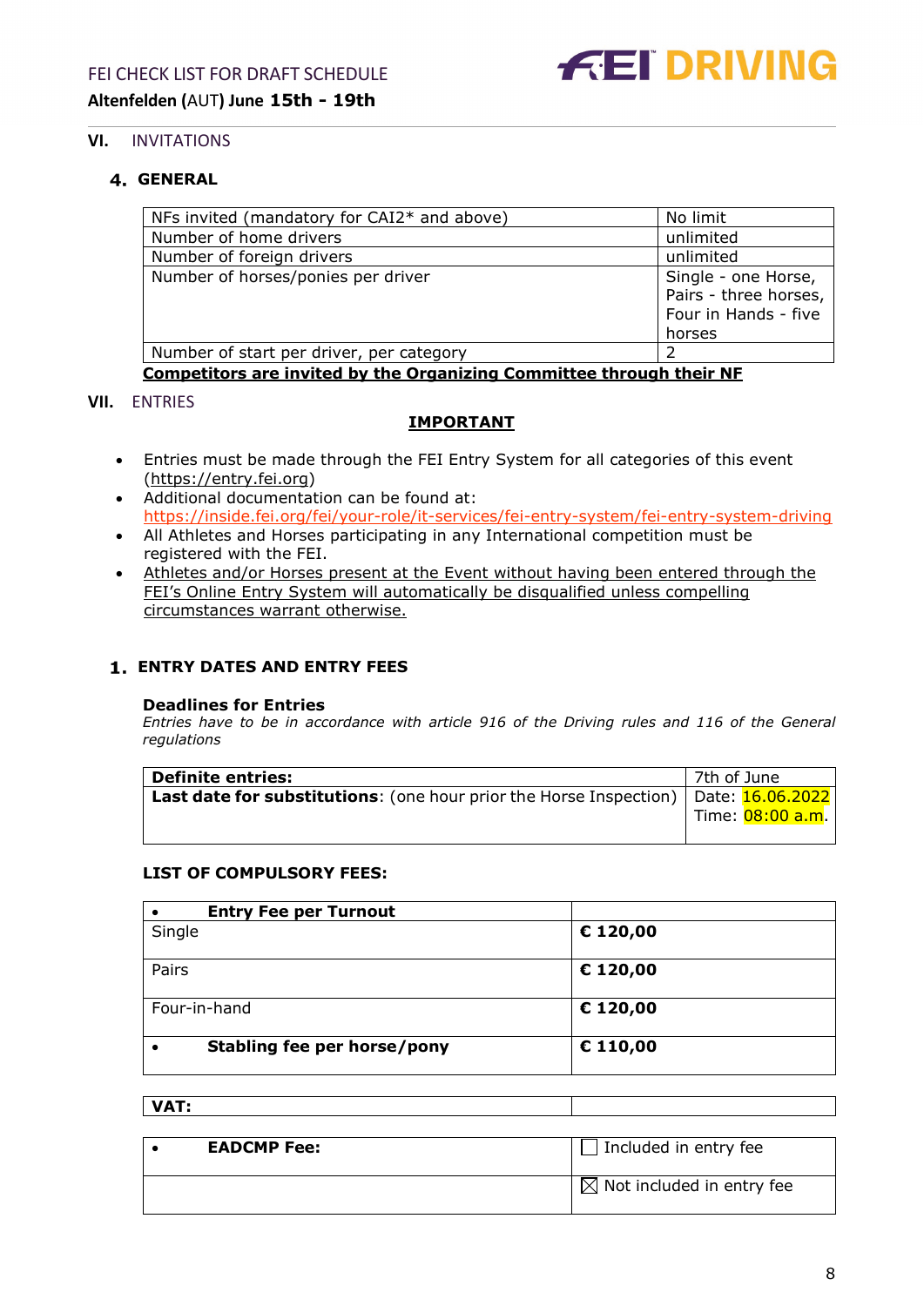## VI. INVITATIONS

### 4. GENERAL

| NFs invited (mandatory for CAI2* and above) | No limit |
|---|---|
| Number of home drivers | unlimited |
| Number of foreign drivers | unlimited |
| Number of horses/ponies per driver | Single - one Horse, Pairs - three horses, Four in Hands - five horses |
| Number of start per driver, per category | 2 |

**Competitors are invited by the Organizing Committee through their NF**

## VII. ENTRIES

**IMPORTANT**

- Entries must be made through the FEI Entry System for all categories of this event (https://entry.fei.org)
- Additional documentation can be found at: https://inside.fei.org/fei/your-role/it-services/fei-entry-system/fei-entry-system-driving
- All Athletes and Horses participating in any International competition must be registered with the FEI.
- Athletes and/or Horses present at the Event without having been entered through the FEI's Online Entry System will automatically be disqualified unless compelling circumstances warrant otherwise.

### 1. ENTRY DATES AND ENTRY FEES

**Deadlines for Entries**

*Entries have to be made in accordance with article 916 of the Driving rules and 116 of the General regulations*

| **Definite entries:** | 7th of June |
|---|---|
| **Last date for substitutions**: (one hour prior the Horse Inspection) | Date: 16.06.2022<br>Time: 08:00 a.m. |

**LIST OF COMPULSORY FEES:**

| • **Entry Fee per Turnout** | |
|---|---|
| Single | **€ 120,00** |
| Pairs | **€ 120,00** |
| Four-in-hand | **€ 120,00** |
| • **Stabling fee per horse/pony** | **€ 110,00** |

| **VAT:** | |
|---|---|

| • **EADCMP Fee:** | ☐ Included in entry fee |
|---|---|
| | ☒ Not included in entry fee |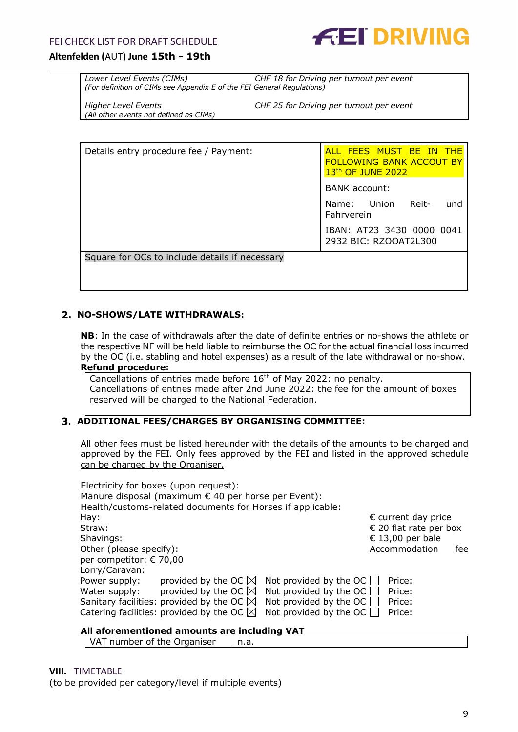| *Lower Level Events (CIMs)* *(For definition of CIMs see Appendix E of the FEI General Regulations)* | *CHF 18 for Driving per turnout per event* |
|---|---|
| *Higher Level Events* *(All other events not defined as CIMs)* | *CHF 25 for Driving per turnout per event* |

| Details entry procedure fee / Payment: | ALL FEES MUST BE IN THE FOLLOWING BANK ACCOUT BY 13th OF JUNE 2022<br>BANK account:<br>Name: Union Reit- und Fahrverein<br>IBAN: AT23 3430 0000 0041 2932 BIC: RZOOAT2L300 |
|---|---|
| Square for OCs to include details if necessary | |

## 2. NO-SHOWS/LATE WITHDRAWALS:

**NB**: In the case of withdrawals after the date of definite entries or no-shows the athlete or the respective NF will be held liable to reimburse the OC for the actual financial loss incurred by the OC (i.e. stabling and hotel expenses) as a result of the late withdrawal or no-show.

**Refund procedure:**

Cancellations of entries made before 16th of May 2022: no penalty.
Cancellations of entries made after 2nd June 2022: the fee for the amount of boxes reserved will be charged to the National Federation.

## 3. ADDITIONAL FEES/CHARGES BY ORGANISING COMMITTEE:

All other fees must be listed hereunder with the details of the amounts to be charged and approved by the FEI. Only fees approved by the FEI and listed in the approved schedule can be charged by the Organiser.

Electricity for boxes (upon request):
Manure disposal (maximum € 40 per horse per Event):
Health/customs-related documents for Horses if applicable:
Hay: € current day price
Straw: € 20 flat rate per box
Shavings: € 13,00 per bale
Other (please specify): Accommodation fee per competitor: € 70,00
Lorry/Caravan:

| | | | |
|---|---|---|---|
| Power supply: | provided by the OC ☒ | Not provided by the OC ☐ | Price: |
| Water supply: | provided by the OC ☒ | Not provided by the OC ☐ | Price: |
| Sanitary facilities: | provided by the OC ☒ | Not provided by the OC ☐ | Price: |
| Catering facilities: | provided by the OC ☒ | Not provided by the OC ☐ | Price: |

**All aforementioned amounts are including VAT**

| VAT number of the Organiser | n.a. |
|---|---|

## VIII. TIMETABLE

(to be provided per category/level if multiple events)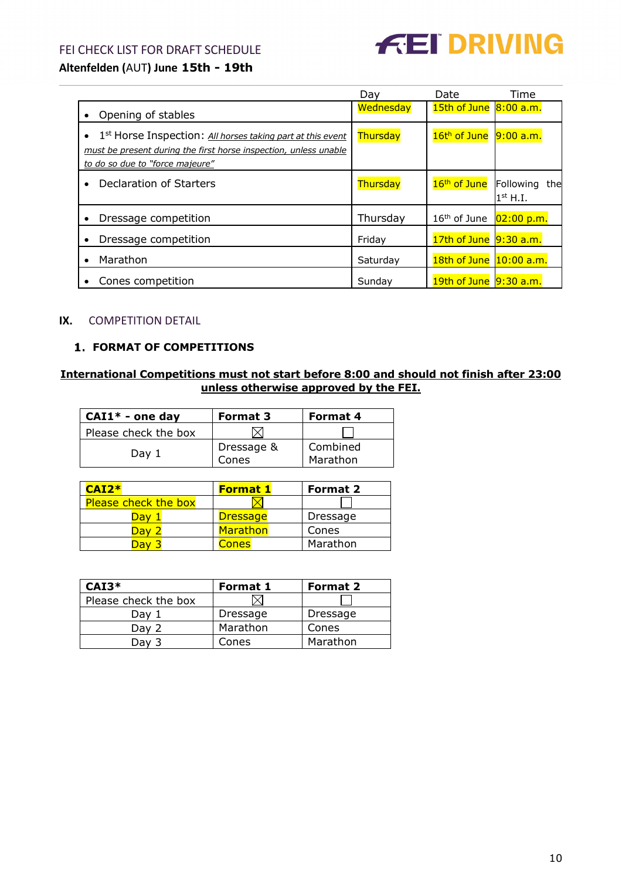FEI CHECK LIST FOR DRAFT SCHEDULE

**Altenfelden (AUT) June 15th - 19th**

| | Day | Date | Time |
|---|---|---|---|
| • Opening of stables | Wednesday | 15th of June | 8:00 a.m. |
| • 1st Horse Inspection: *All horses taking part at this event must be present during the first horse inspection, unless unable to do so due to "force majeure"* | Thursday | 16th of June | 9:00 a.m. |
| • Declaration of Starters | Thursday | 16th of June | Following the 1st H.I. |
| • Dressage competition | Thursday | 16th of June | 02:00 p.m. |
| • Dressage competition | Friday | 17th of June | 9:30 a.m. |
| • Marathon | Saturday | 18th of June | 10:00 a.m. |
| • Cones competition | Sunday | 19th of June | 9:30 a.m. |

## IX. COMPETITION DETAIL

### 1. FORMAT OF COMPETITIONS

**International Competitions must not start before 8:00 and should not finish after 23:00 unless otherwise approved by the FEI.**

| CAI1* - one day | Format 3 | Format 4 |
|---|---|---|
| Please check the box | ☒ | ☐ |
| Day 1 | Dressage & Cones | Combined Marathon |

| CAI2* | Format 1 | Format 2 |
|---|---|---|
| Please check the box | ☒ | ☐ |
| Day 1 | Dressage | Dressage |
| Day 2 | Marathon | Cones |
| Day 3 | Cones | Marathon |

| CAI3* | Format 1 | Format 2 |
|---|---|---|
| Please check the box | ☒ | ☐ |
| Day 1 | Dressage | Dressage |
| Day 2 | Marathon | Cones |
| Day 3 | Cones | Marathon |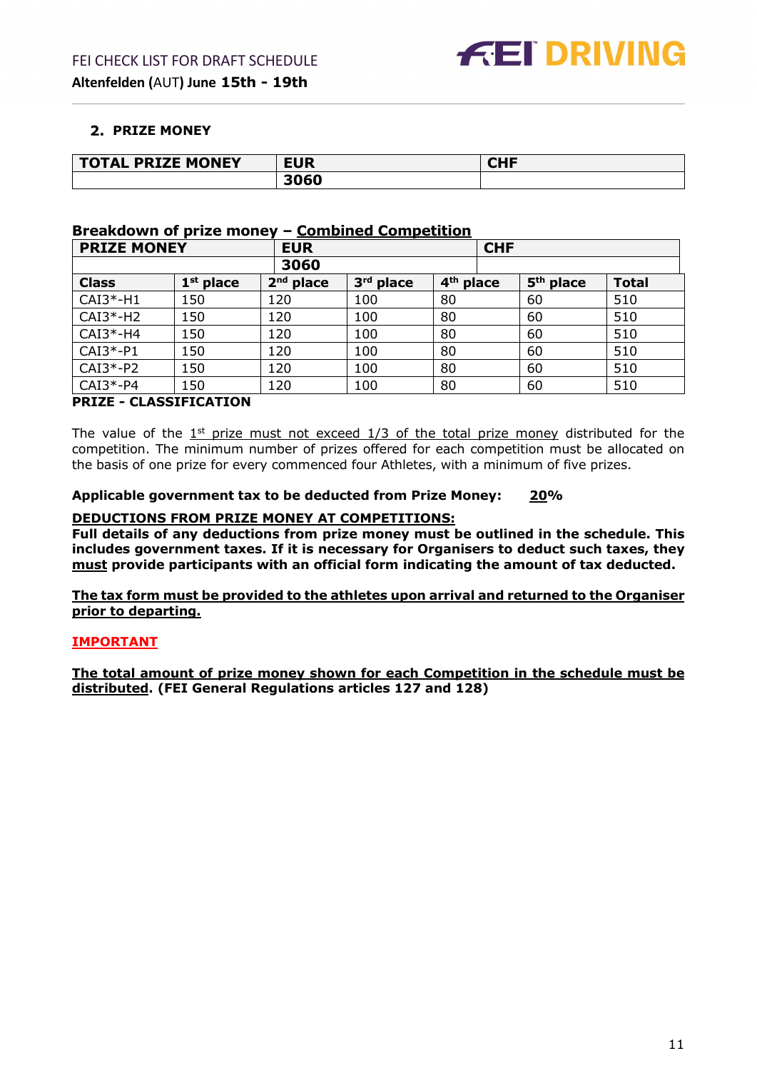## 2. PRIZE MONEY

| TOTAL PRIZE MONEY | EUR | CHF |
|---|---|---|
| | **3060** | |

### Breakdown of prize money – Combined Competition

| PRIZE MONEY | | | EUR | | CHF | |
|---|---|---|---|---|---|---|
| | | | **3060** | | | |
| **Class** | **1st place** | **2nd place** | **3rd place** | **4th place** | **5th place** | **Total** |
| CAI3*-H1 | 150 | 120 | 100 | 80 | 60 | 510 |
| CAI3*-H2 | 150 | 120 | 100 | 80 | 60 | 510 |
| CAI3*-H4 | 150 | 120 | 100 | 80 | 60 | 510 |
| CAI3*-P1 | 150 | 120 | 100 | 80 | 60 | 510 |
| CAI3*-P2 | 150 | 120 | 100 | 80 | 60 | 510 |
| CAI3*-P4 | 150 | 120 | 100 | 80 | 60 | 510 |

**PRIZE - CLASSIFICATION**

The value of the 1st prize must not exceed 1/3 of the total prize money distributed for the competition. The minimum number of prizes offered for each competition must be allocated on the basis of one prize for every commenced four Athletes, with a minimum of five prizes.

**Applicable government tax to be deducted from Prize Money: 20%**

**DEDUCTIONS FROM PRIZE MONEY AT COMPETITIONS:**
**Full details of any deductions from prize money must be outlined in the schedule. This includes government taxes. If it is necessary for Organisers to deduct such taxes, they must provide participants with an official form indicating the amount of tax deducted.**

**The tax form must be provided to the athletes upon arrival and returned to the Organiser prior to departing.**

**IMPORTANT**

**The total amount of prize money shown for each Competition in the schedule must be distributed. (FEI General Regulations articles 127 and 128)**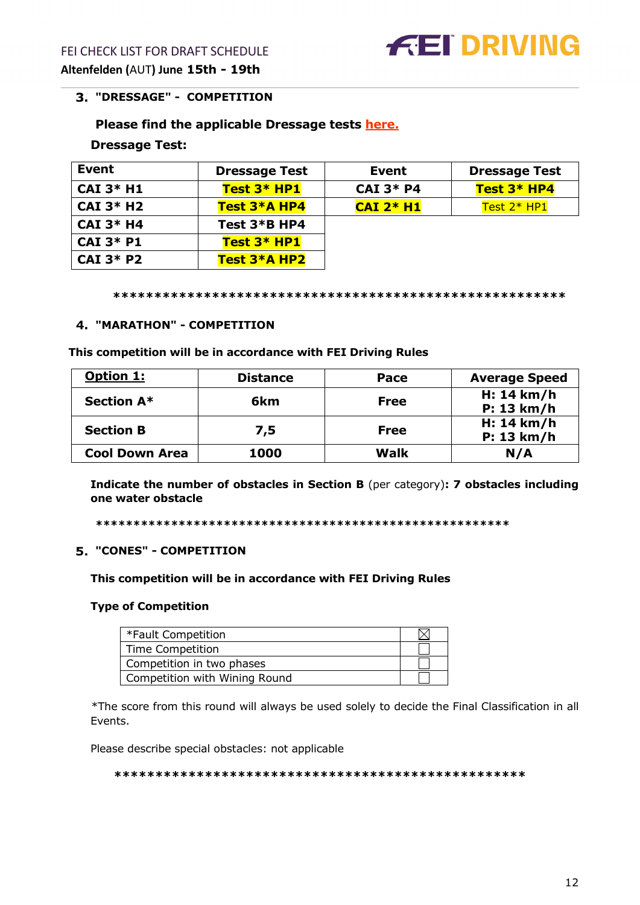## 3. "DRESSAGE" - COMPETITION

**Please find the applicable Dressage tests here.**

**Dressage Test:**

| Event | Dressage Test | Event | Dressage Test |
|---|---|---|---|
| CAI 3* H1 | Test 3* HP1 | CAI 3* P4 | Test 3* HP4 |
| CAI 3* H2 | Test 3*A HP4 | CAI 2* H1 | Test 2* HP1 |
| CAI 3* H4 | Test 3*B HP4 | | |
| CAI 3* P1 | Test 3* HP1 | | |
| CAI 3* P2 | Test 3*A HP2 | | |

****************************************************

## 4. "MARATHON" - COMPETITION

**This competition will be in accordance with FEI Driving Rules**

| Option 1: | Distance | Pace | Average Speed |
|---|---|---|---|
| Section A* | 6km | Free | H: 14 km/h<br>P: 13 km/h |
| Section B | 7,5 | Free | H: 14 km/h<br>P: 13 km/h |
| Cool Down Area | 1000 | Walk | N/A |

**Indicate the number of obstacles in Section B** (per category)**: 7 obstacles including one water obstacle**

****************************************************

## 5. "CONES" - COMPETITION

**This competition will be in accordance with FEI Driving Rules**

**Type of Competition**

| | |
|---|---|
| *Fault Competition | ☒ |
| Time Competition | ☐ |
| Competition in two phases | ☐ |
| Competition with Wining Round | ☐ |

*The score from this round will always be used solely to decide the Final Classification in all Events.

Please describe special obstacles: not applicable

****************************************************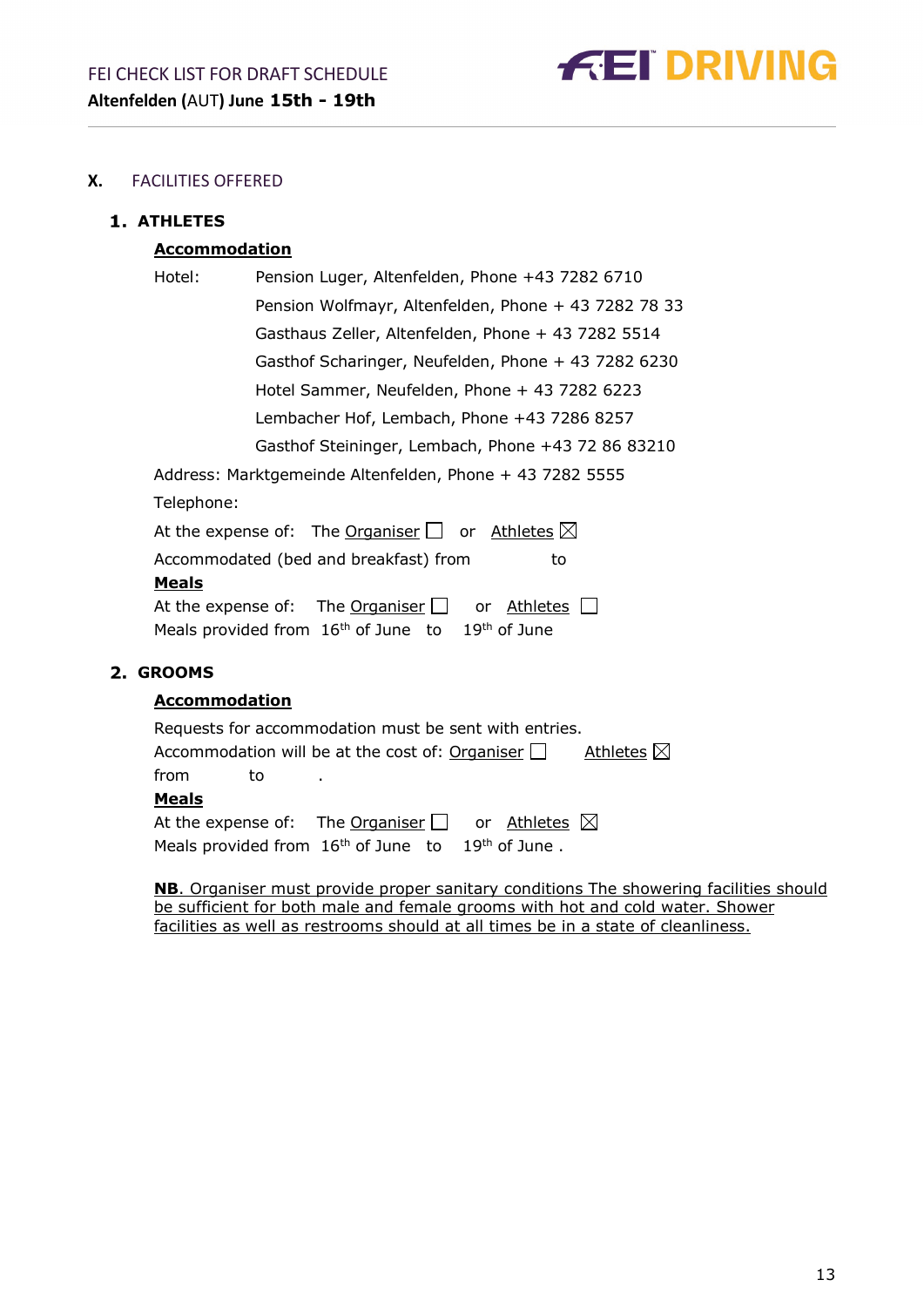## X. FACILITIES OFFERED

### 1. ATHLETES

**Accommodation**

Hotel: Pension Luger, Altenfelden, Phone +43 7282 6710
Pension Wolfmayr, Altenfelden, Phone + 43 7282 78 33
Gasthaus Zeller, Altenfelden, Phone + 43 7282 5514
Gasthof Scharinger, Neufelden, Phone + 43 7282 6230
Hotel Sammer, Neufelden, Phone + 43 7282 6223
Lembacher Hof, Lembach, Phone +43 7286 8257
Gasthof Steininger, Lembach, Phone +43 72 86 83210

Address: Marktgemeinde Altenfelden, Phone + 43 7282 5555

Telephone:

At the expense of: The Organiser ☐ or Athletes ☒

Accommodated (bed and breakfast) from to

**Meals**

At the expense of: The Organiser ☐ or Athletes ☐

Meals provided from 16th of June to 19th of June

### 2. GROOMS

**Accommodation**

Requests for accommodation must be sent with entries.

Accommodation will be at the cost of: Organiser ☐ Athletes ☒

from to .

**Meals**

At the expense of: The Organiser ☐ or Athletes ☒

Meals provided from 16th of June to 19th of June .

**NB**. Organiser must provide proper sanitary conditions The showering facilities should be sufficient for both male and female grooms with hot and cold water. Shower facilities as well as restrooms should at all times be in a state of cleanliness.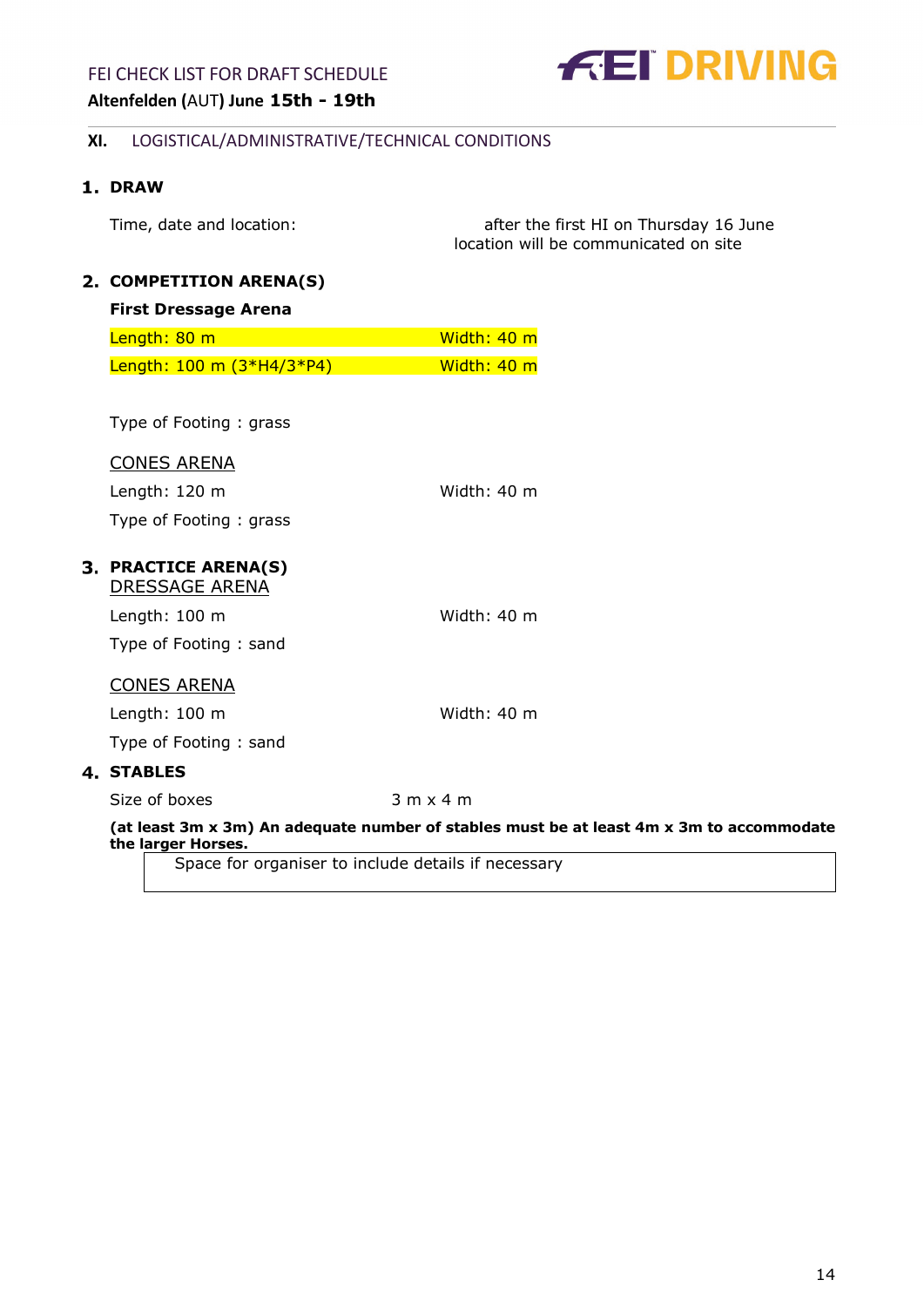## XI. LOGISTICAL/ADMINISTRATIVE/TECHNICAL CONDITIONS

### 1. DRAW

Time, date and location: after the first HI on Thursday 16 June
location will be communicated on site

### 2. COMPETITION ARENA(S)

**First Dressage Arena**

Length: 80 m Width: 40 m

Length: 100 m (3*H4/3*P4) Width: 40 m

Type of Footing : grass

CONES ARENA

Length: 120 m Width: 40 m

Type of Footing : grass

### 3. PRACTICE ARENA(S)

DRESSAGE ARENA

Length: 100 m Width: 40 m

Type of Footing : sand

CONES ARENA

Length: 100 m Width: 40 m

Type of Footing : sand

### 4. STABLES

Size of boxes 3 m x 4 m

**(at least 3m x 3m) An adequate number of stables must be at least 4m x 3m to accommodate the larger Horses.**

| Space for organiser to include details if necessary |
|---|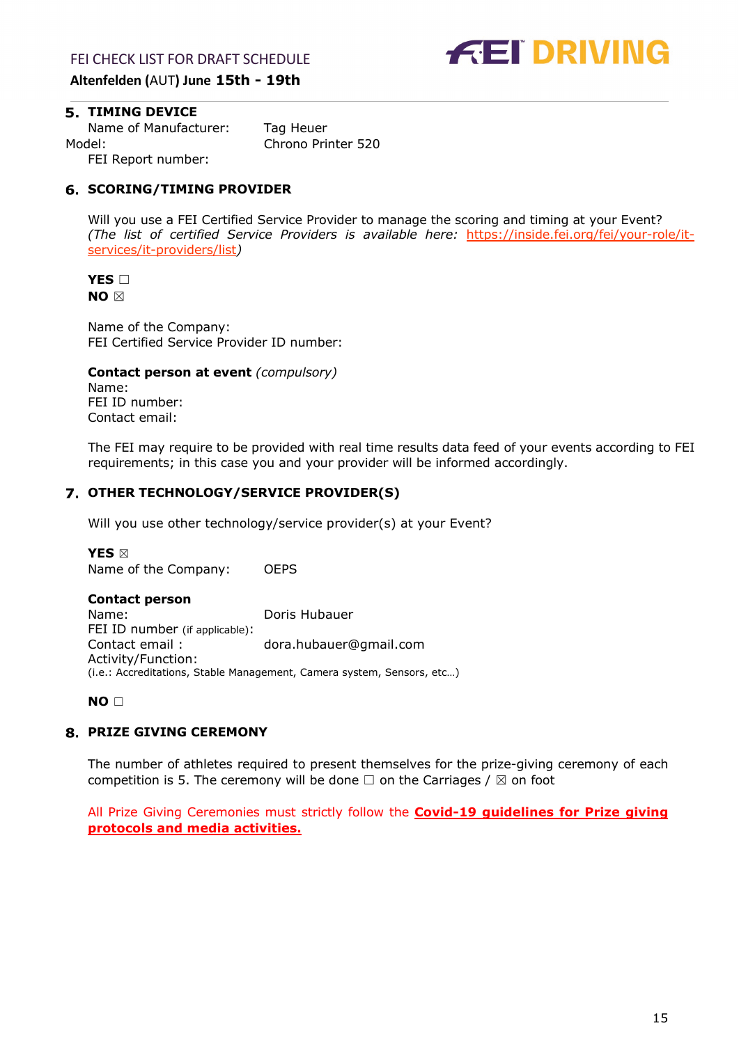## 5. TIMING DEVICE

Name of Manufacturer: Tag Heuer
Model: Chrono Printer 520
FEI Report number:

## 6. SCORING/TIMING PROVIDER

Will you use a FEI Certified Service Provider to manage the scoring and timing at your Event?
*(The list of certified Service Providers is available here: [https://inside.fei.org/fei/your-role/it-services/it-providers/list](https://inside.fei.org/fei/your-role/it-services/it-providers/list))*

**YES** ☐
**NO** ☒

Name of the Company:
FEI Certified Service Provider ID number:

**Contact person at event** *(compulsory)*
Name:
FEI ID number:
Contact email:

The FEI may require to be provided with real time results data feed of your events according to FEI requirements; in this case you and your provider will be informed accordingly.

## 7. OTHER TECHNOLOGY/SERVICE PROVIDER(S)

Will you use other technology/service provider(s) at your Event?

**YES** ☒
Name of the Company: OEPS

**Contact person**
Name: Doris Hubauer
FEI ID number (if applicable):
Contact email : dora.hubauer@gmail.com
Activity/Function:
(i.e.: Accreditations, Stable Management, Camera system, Sensors, etc…)

**NO** ☐

## 8. PRIZE GIVING CEREMONY

The number of athletes required to present themselves for the prize-giving ceremony of each competition is 5. The ceremony will be done ☐ on the Carriages / ☒ on foot

All Prize Giving Ceremonies must strictly follow the **Covid-19 guidelines for Prize giving protocols and media activities.**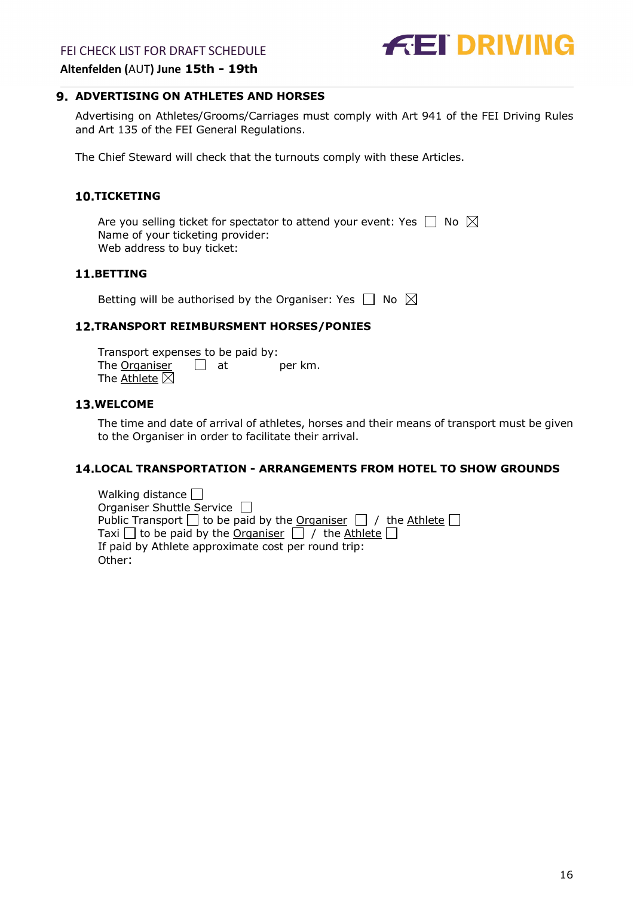## 9. ADVERTISING ON ATHLETES AND HORSES

Advertising on Athletes/Grooms/Carriages must comply with Art 941 of the FEI Driving Rules and Art 135 of the FEI General Regulations.

The Chief Steward will check that the turnouts comply with these Articles.

## 10. TICKETING

Are you selling ticket for spectator to attend your event: Yes ☐ No ☒
Name of your ticketing provider:
Web address to buy ticket:

## 11. BETTING

Betting will be authorised by the Organiser: Yes ☐ No ☒

## 12. TRANSPORT REIMBURSMENT HORSES/PONIES

Transport expenses to be paid by:
The Organiser ☐ at per km.
The Athlete ☒

## 13. WELCOME

The time and date of arrival of athletes, horses and their means of transport must be given to the Organiser in order to facilitate their arrival.

## 14. LOCAL TRANSPORTATION - ARRANGEMENTS FROM HOTEL TO SHOW GROUNDS

Walking distance ☐
Organiser Shuttle Service ☐
Public Transport ☐ to be paid by the Organiser ☐ / the Athlete ☐
Taxi ☐ to be paid by the Organiser ☐ / the Athlete ☐
If paid by Athlete approximate cost per round trip:
Other: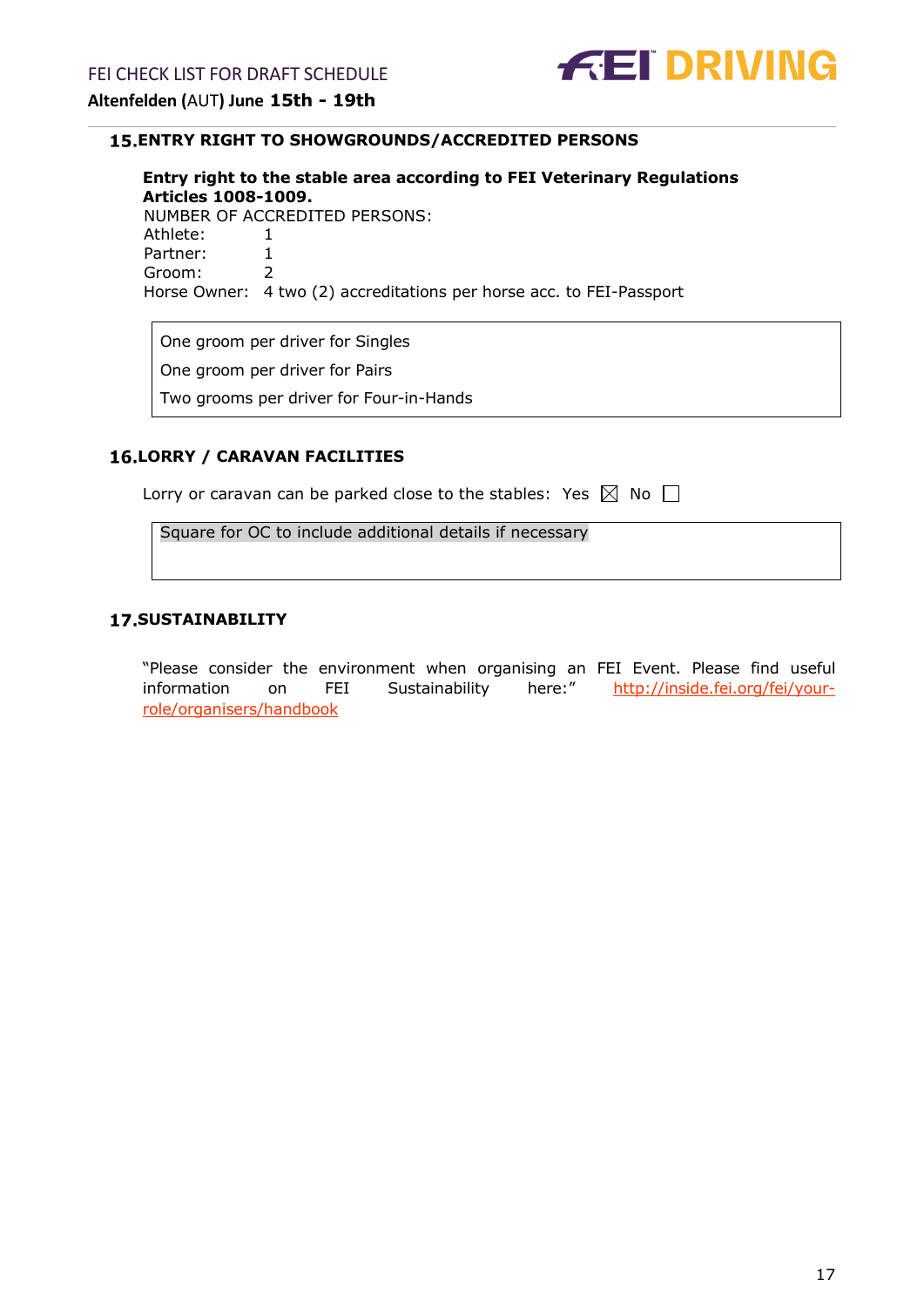## 15. ENTRY RIGHT TO SHOWGROUNDS/ACCREDITED PERSONS

**Entry right to the stable area according to FEI Veterinary Regulations Articles 1008-1009.**

NUMBER OF ACCREDITED PERSONS:

Athlete: 1
Partner: 1
Groom: 2
Horse Owner: 4 two (2) accreditations per horse acc. to FEI-Passport

| One groom per driver for Singles<br>One groom per driver for Pairs<br>Two grooms per driver for Four-in-Hands |
|---|

## 16. LORRY / CARAVAN FACILITIES

Lorry or caravan can be parked close to the stables: Yes ☒ No ☐

| Square for OC to include additional details if necessary |
|---|

## 17. SUSTAINABILITY

"Please consider the environment when organising an FEI Event. Please find useful information on FEI Sustainability here:" http://inside.fei.org/fei/your-role/organisers/handbook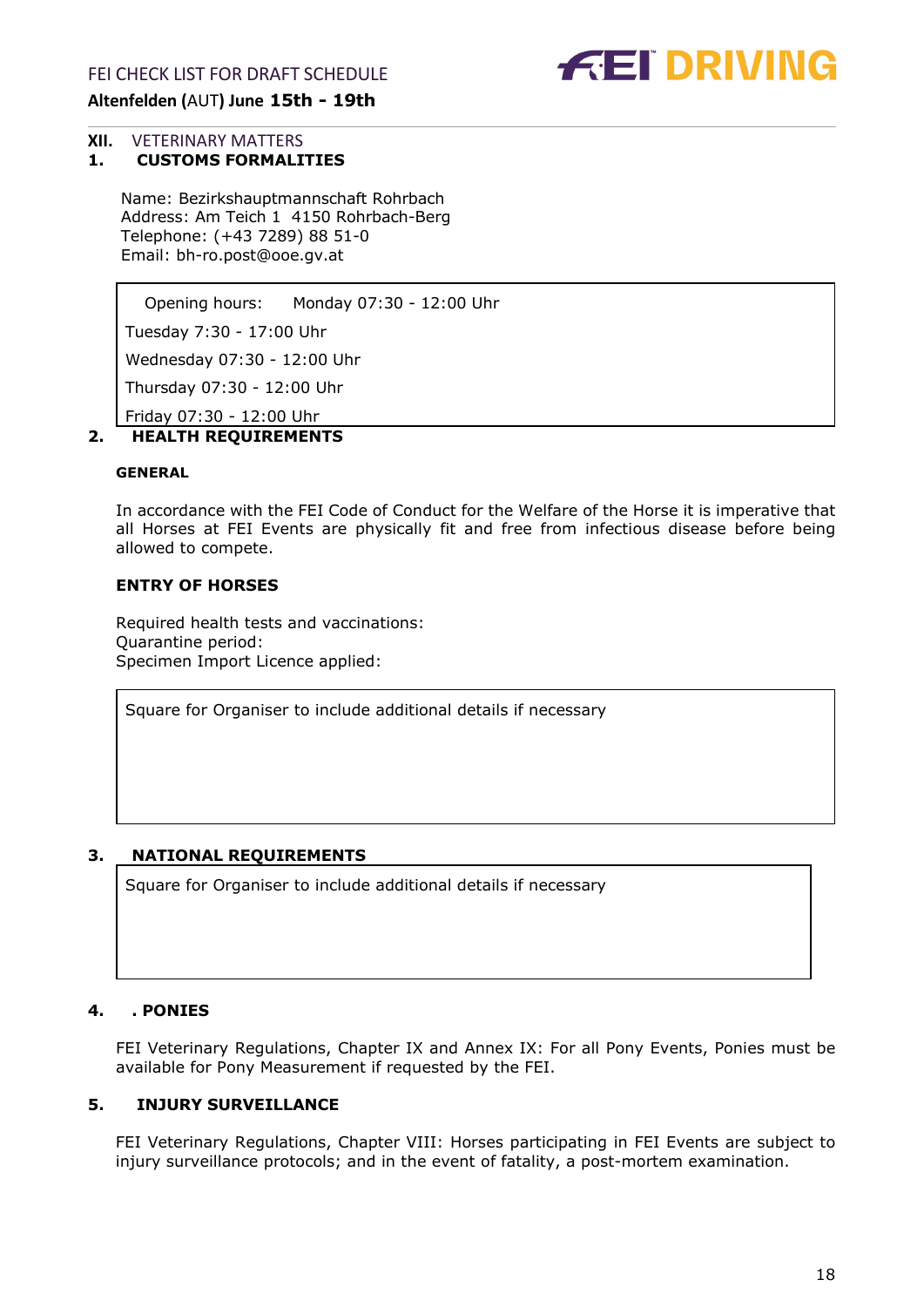## XII. VETERINARY MATTERS

### 1. CUSTOMS FORMALITIES

Name: Bezirkshauptmannschaft Rohrbach
Address: Am Teich 1 4150 Rohrbach-Berg
Telephone: (+43 7289) 88 51-0
Email: bh-ro.post@ooe.gv.at

| Opening hours: Monday 07:30 - 12:00 Uhr |
|---|
| Tuesday 7:30 - 17:00 Uhr |
| Wednesday 07:30 - 12:00 Uhr |
| Thursday 07:30 - 12:00 Uhr |
| Friday 07:30 - 12:00 Uhr |

### 2. HEALTH REQUIREMENTS

**GENERAL**

In accordance with the FEI Code of Conduct for the Welfare of the Horse it is imperative that all Horses at FEI Events are physically fit and free from infectious disease before being allowed to compete.

**ENTRY OF HORSES**

Required health tests and vaccinations:
Quarantine period:
Specimen Import Licence applied:

| Square for Organiser to include additional details if necessary |
|---|

### 3. NATIONAL REQUIREMENTS

| Square for Organiser to include additional details if necessary |
|---|

### 4. . PONIES

FEI Veterinary Regulations, Chapter IX and Annex IX: For all Pony Events, Ponies must be available for Pony Measurement if requested by the FEI.

### 5. INJURY SURVEILLANCE

FEI Veterinary Regulations, Chapter VIII: Horses participating in FEI Events are subject to injury surveillance protocols; and in the event of fatality, a post-mortem examination.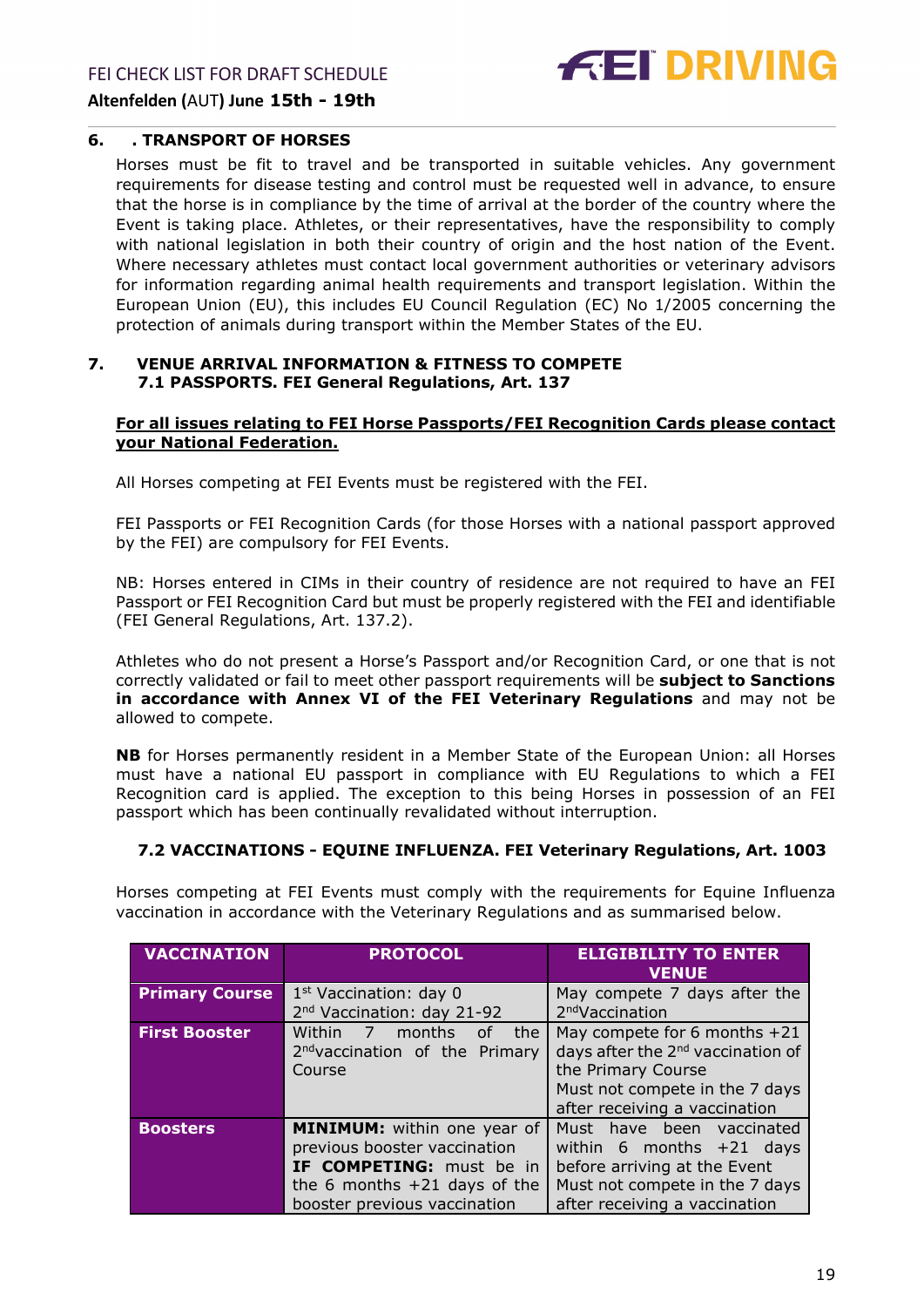## 6. . TRANSPORT OF HORSES

Horses must be fit to travel and be transported in suitable vehicles. Any government requirements for disease testing and control must be requested well in advance, to ensure that the horse is in compliance by the time of arrival at the border of the country where the Event is taking place. Athletes, or their representatives, have the responsibility to comply with national legislation in both their country of origin and the host nation of the Event. Where necessary athletes must contact local government authorities or veterinary advisors for information regarding animal health requirements and transport legislation. Within the European Union (EU), this includes EU Council Regulation (EC) No 1/2005 concerning the protection of animals during transport within the Member States of the EU.

## 7. VENUE ARRIVAL INFORMATION & FITNESS TO COMPETE

### 7.1 PASSPORTS. FEI General Regulations, Art. 137

**For all issues relating to FEI Horse Passports/FEI Recognition Cards please contact your National Federation.**

All Horses competing at FEI Events must be registered with the FEI.

FEI Passports or FEI Recognition Cards (for those Horses with a national passport approved by the FEI) are compulsory for FEI Events.

NB: Horses entered in CIMs in their country of residence are not required to have an FEI Passport or FEI Recognition Card but must be properly registered with the FEI and identifiable (FEI General Regulations, Art. 137.2).

Athletes who do not present a Horse's Passport and/or Recognition Card, or one that is not correctly validated or fail to meet other passport requirements will be **subject to Sanctions in accordance with Annex VI of the FEI Veterinary Regulations** and may not be allowed to compete.

**NB** for Horses permanently resident in a Member State of the European Union: all Horses must have a national EU passport in compliance with EU Regulations to which a FEI Recognition card is applied. The exception to this being Horses in possession of an FEI passport which has been continually revalidated without interruption.

### 7.2 VACCINATIONS - EQUINE INFLUENZA. FEI Veterinary Regulations, Art. 1003

Horses competing at FEI Events must comply with the requirements for Equine Influenza vaccination in accordance with the Veterinary Regulations and as summarised below.

| VACCINATION | PROTOCOL | ELIGIBILITY TO ENTER VENUE |
|---|---|---|
| **Primary Course** | 1st Vaccination: day 0<br>2nd Vaccination: day 21-92 | May compete 7 days after the 2nd Vaccination |
| **First Booster** | Within 7 months of the 2nd vaccination of the Primary Course | May compete for 6 months +21 days after the 2nd vaccination of the Primary Course<br>Must not compete in the 7 days after receiving a vaccination |
| **Boosters** | **MINIMUM:** within one year of previous booster vaccination<br>**IF COMPETING:** must be in the 6 months +21 days of the booster previous vaccination | Must have been vaccinated within 6 months +21 days before arriving at the Event<br>Must not compete in the 7 days after receiving a vaccination |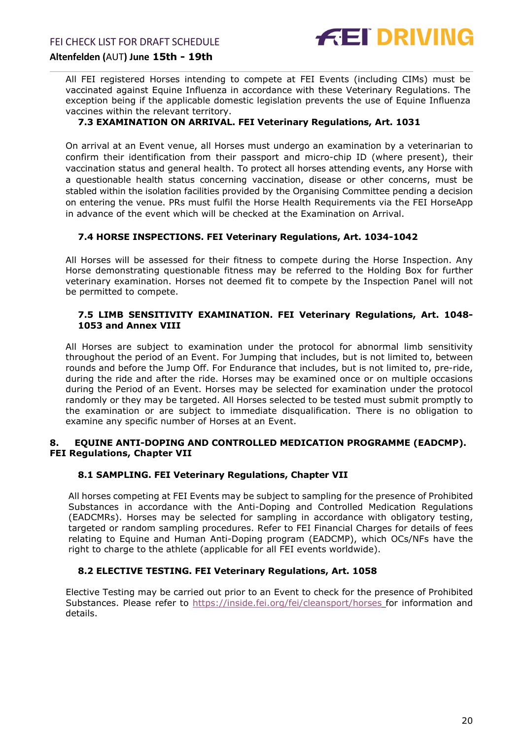All FEI registered Horses intending to compete at FEI Events (including CIMs) must be vaccinated against Equine Influenza in accordance with these Veterinary Regulations. The exception being if the applicable domestic legislation prevents the use of Equine Influenza vaccines within the relevant territory.

### 7.3 EXAMINATION ON ARRIVAL. FEI Veterinary Regulations, Art. 1031

On arrival at an Event venue, all Horses must undergo an examination by a veterinarian to confirm their identification from their passport and micro-chip ID (where present), their vaccination status and general health. To protect all horses attending events, any Horse with a questionable health status concerning vaccination, disease or other concerns, must be stabled within the isolation facilities provided by the Organising Committee pending a decision on entering the venue. PRs must fulfil the Horse Health Requirements via the FEI HorseApp in advance of the event which will be checked at the Examination on Arrival.

### 7.4 HORSE INSPECTIONS. FEI Veterinary Regulations, Art. 1034-1042

All Horses will be assessed for their fitness to compete during the Horse Inspection. Any Horse demonstrating questionable fitness may be referred to the Holding Box for further veterinary examination. Horses not deemed fit to compete by the Inspection Panel will not be permitted to compete.

### 7.5 LIMB SENSITIVITY EXAMINATION. FEI Veterinary Regulations, Art. 1048-1053 and Annex VIII

All Horses are subject to examination under the protocol for abnormal limb sensitivity throughout the period of an Event. For Jumping that includes, but is not limited to, between rounds and before the Jump Off. For Endurance that includes, but is not limited to, pre-ride, during the ride and after the ride. Horses may be examined once or on multiple occasions during the Period of an Event. Horses may be selected for examination under the protocol randomly or they may be targeted. All Horses selected to be tested must submit promptly to the examination or are subject to immediate disqualification. There is no obligation to examine any specific number of Horses at an Event.

## 8. EQUINE ANTI-DOPING AND CONTROLLED MEDICATION PROGRAMME (EADCMP). FEI Regulations, Chapter VII

### 8.1 SAMPLING. FEI Veterinary Regulations, Chapter VII

All horses competing at FEI Events may be subject to sampling for the presence of Prohibited Substances in accordance with the Anti-Doping and Controlled Medication Regulations (EADCMRs). Horses may be selected for sampling in accordance with obligatory testing, targeted or random sampling procedures. Refer to FEI Financial Charges for details of fees relating to Equine and Human Anti-Doping program (EADCMP), which OCs/NFs have the right to charge to the athlete (applicable for all FEI events worldwide).

### 8.2 ELECTIVE TESTING. FEI Veterinary Regulations, Art. 1058

Elective Testing may be carried out prior to an Event to check for the presence of Prohibited Substances. Please refer to https://inside.fei.org/fei/cleansport/horses for information and details.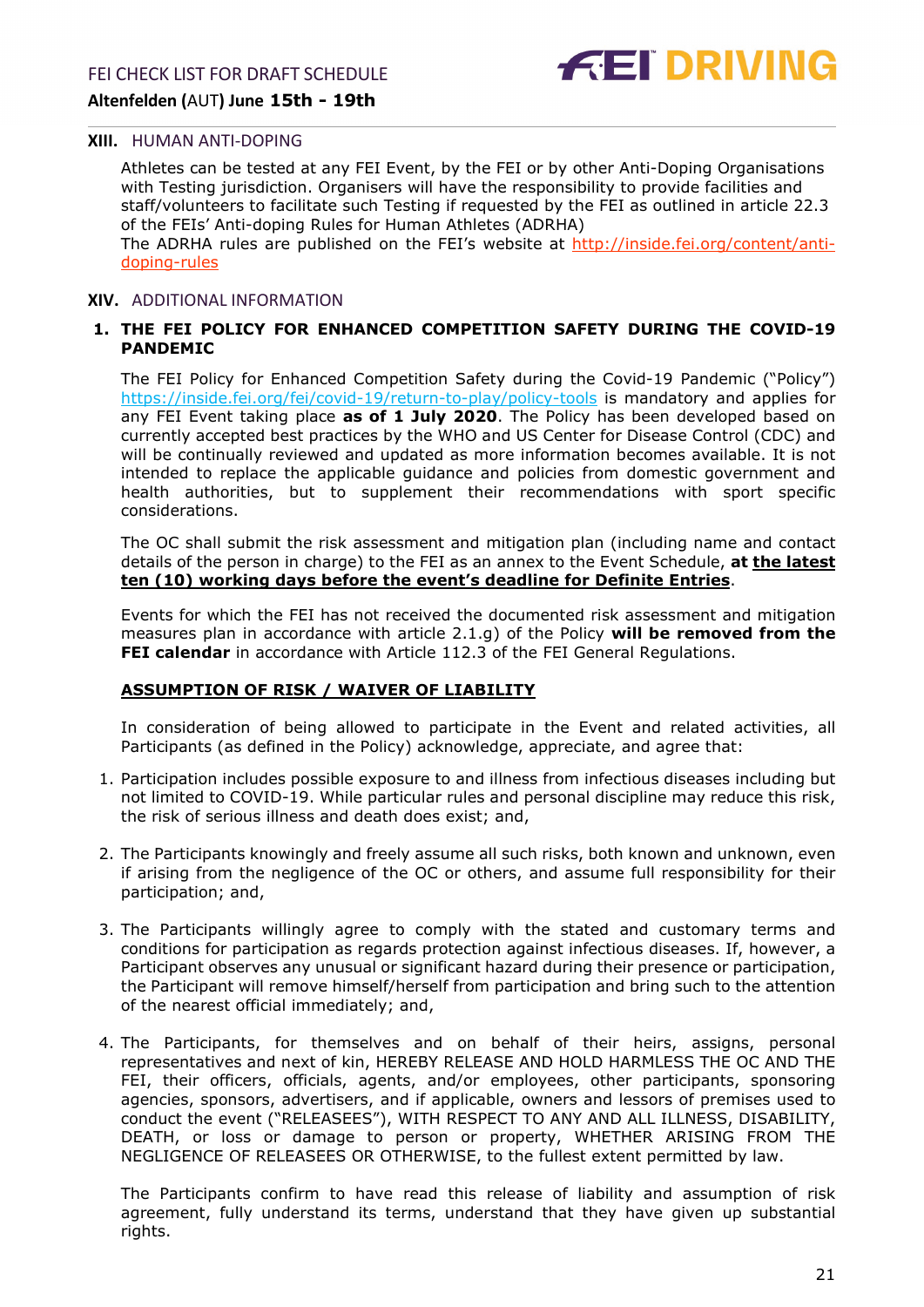## XIII. HUMAN ANTI-DOPING

Athletes can be tested at any FEI Event, by the FEI or by other Anti-Doping Organisations with Testing jurisdiction. Organisers will have the responsibility to provide facilities and staff/volunteers to facilitate such Testing if requested by the FEI as outlined in article 22.3 of the FEIs' Anti-doping Rules for Human Athletes (ADRHA)
The ADRHA rules are published on the FEI's website at http://inside.fei.org/content/anti-doping-rules

## XIV. ADDITIONAL INFORMATION

### 1. THE FEI POLICY FOR ENHANCED COMPETITION SAFETY DURING THE COVID-19 PANDEMIC

The FEI Policy for Enhanced Competition Safety during the Covid-19 Pandemic ("Policy") https://inside.fei.org/fei/covid-19/return-to-play/policy-tools is mandatory and applies for any FEI Event taking place **as of 1 July 2020**. The Policy has been developed based on currently accepted best practices by the WHO and US Center for Disease Control (CDC) and will be continually reviewed and updated as more information becomes available. It is not intended to replace the applicable guidance and policies from domestic government and health authorities, but to supplement their recommendations with sport specific considerations.

The OC shall submit the risk assessment and mitigation plan (including name and contact details of the person in charge) to the FEI as an annex to the Event Schedule, **at the latest ten (10) working days before the event's deadline for Definite Entries**.

Events for which the FEI has not received the documented risk assessment and mitigation measures plan in accordance with article 2.1.g) of the Policy **will be removed from the FEI calendar** in accordance with Article 112.3 of the FEI General Regulations.

**ASSUMPTION OF RISK / WAIVER OF LIABILITY**

In consideration of being allowed to participate in the Event and related activities, all Participants (as defined in the Policy) acknowledge, appreciate, and agree that:

1. Participation includes possible exposure to and illness from infectious diseases including but not limited to COVID-19. While particular rules and personal discipline may reduce this risk, the risk of serious illness and death does exist; and,

2. The Participants knowingly and freely assume all such risks, both known and unknown, even if arising from the negligence of the OC or others, and assume full responsibility for their participation; and,

3. The Participants willingly agree to comply with the stated and customary terms and conditions for participation as regards protection against infectious diseases. If, however, a Participant observes any unusual or significant hazard during their presence or participation, the Participant will remove himself/herself from participation and bring such to the attention of the nearest official immediately; and,

4. The Participants, for themselves and on behalf of their heirs, assigns, personal representatives and next of kin, HEREBY RELEASE AND HOLD HARMLESS THE OC AND THE FEI, their officers, officials, agents, and/or employees, other participants, sponsoring agencies, sponsors, advertisers, and if applicable, owners and lessors of premises used to conduct the event ("RELEASEES"), WITH RESPECT TO ANY AND ALL ILLNESS, DISABILITY, DEATH, or loss or damage to person or property, WHETHER ARISING FROM THE NEGLIGENCE OF RELEASEES OR OTHERWISE, to the fullest extent permitted by law.

The Participants confirm to have read this release of liability and assumption of risk agreement, fully understand its terms, understand that they have given up substantial rights.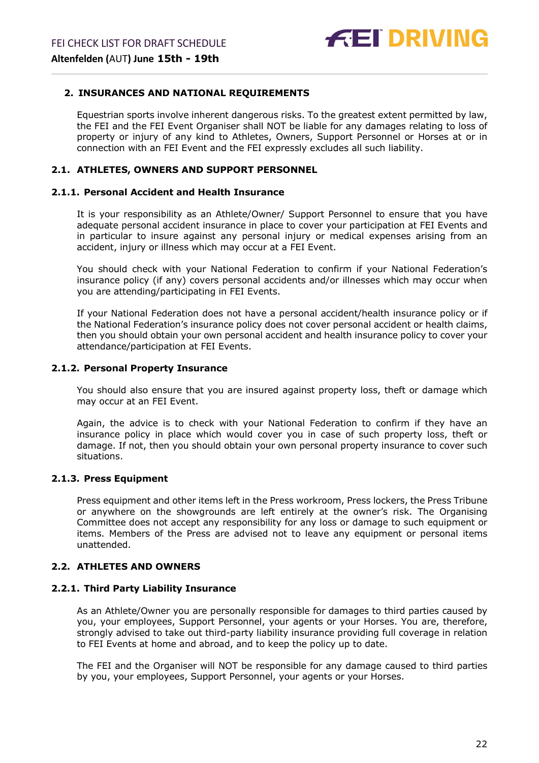## 2. INSURANCES AND NATIONAL REQUIREMENTS

Equestrian sports involve inherent dangerous risks. To the greatest extent permitted by law, the FEI and the FEI Event Organiser shall NOT be liable for any damages relating to loss of property or injury of any kind to Athletes, Owners, Support Personnel or Horses at or in connection with an FEI Event and the FEI expressly excludes all such liability.

### 2.1. ATHLETES, OWNERS AND SUPPORT PERSONNEL

#### 2.1.1. Personal Accident and Health Insurance

It is your responsibility as an Athlete/Owner/ Support Personnel to ensure that you have adequate personal accident insurance in place to cover your participation at FEI Events and in particular to insure against any personal injury or medical expenses arising from an accident, injury or illness which may occur at a FEI Event.

You should check with your National Federation to confirm if your National Federation's insurance policy (if any) covers personal accidents and/or illnesses which may occur when you are attending/participating in FEI Events.

If your National Federation does not have a personal accident/health insurance policy or if the National Federation's insurance policy does not cover personal accident or health claims, then you should obtain your own personal accident and health insurance policy to cover your attendance/participation at FEI Events.

#### 2.1.2. Personal Property Insurance

You should also ensure that you are insured against property loss, theft or damage which may occur at an FEI Event.

Again, the advice is to check with your National Federation to confirm if they have an insurance policy in place which would cover you in case of such property loss, theft or damage. If not, then you should obtain your own personal property insurance to cover such situations.

#### 2.1.3. Press Equipment

Press equipment and other items left in the Press workroom, Press lockers, the Press Tribune or anywhere on the showgrounds are left entirely at the owner's risk. The Organising Committee does not accept any responsibility for any loss or damage to such equipment or items. Members of the Press are advised not to leave any equipment or personal items unattended.

### 2.2. ATHLETES AND OWNERS

#### 2.2.1. Third Party Liability Insurance

As an Athlete/Owner you are personally responsible for damages to third parties caused by you, your employees, Support Personnel, your agents or your Horses. You are, therefore, strongly advised to take out third-party liability insurance providing full coverage in relation to FEI Events at home and abroad, and to keep the policy up to date.

The FEI and the Organiser will NOT be responsible for any damage caused to third parties by you, your employees, Support Personnel, your agents or your Horses.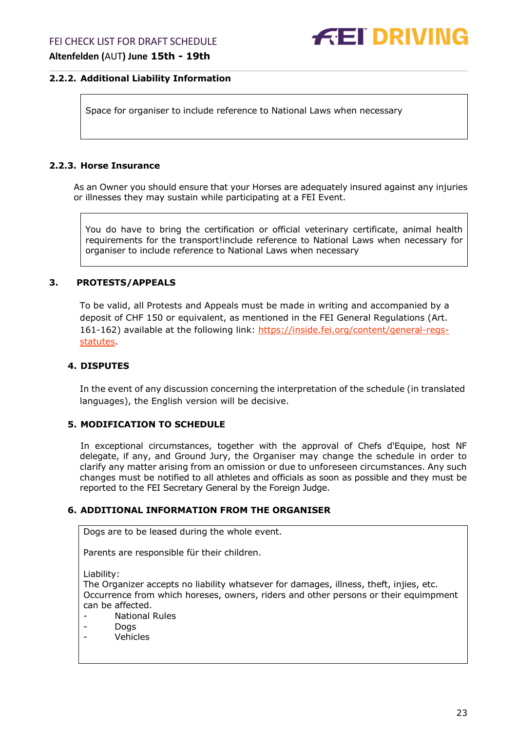### 2.2.2. Additional Liability Information

Space for organiser to include reference to National Laws when necessary

### 2.2.3. Horse Insurance

As an Owner you should ensure that your Horses are adequately insured against any injuries or illnesses they may sustain while participating at a FEI Event.

You do have to bring the certification or official veterinary certificate, animal health requirements for the transport!include reference to National Laws when necessary for organiser to include reference to National Laws when necessary

## 3. PROTESTS/APPEALS

To be valid, all Protests and Appeals must be made in writing and accompanied by a deposit of CHF 150 or equivalent, as mentioned in the FEI General Regulations (Art. 161-162) available at the following link: https://inside.fei.org/content/general-regs-statutes.

## 4. DISPUTES

In the event of any discussion concerning the interpretation of the schedule (in translated languages), the English version will be decisive.

## 5. MODIFICATION TO SCHEDULE

In exceptional circumstances, together with the approval of Chefs d'Equipe, host NF delegate, if any, and Ground Jury, the Organiser may change the schedule in order to clarify any matter arising from an omission or due to unforeseen circumstances. Any such changes must be notified to all athletes and officials as soon as possible and they must be reported to the FEI Secretary General by the Foreign Judge.

## 6. ADDITIONAL INFORMATION FROM THE ORGANISER

Dogs are to be leased during the whole event.

Parents are responsible für their children.

Liability:
The Organizer accepts no liability whatsever for damages, illness, theft, injies, etc. Occurrence from which horeses, owners, riders and other persons or their equimpment can be affected.

- National Rules
- Dogs
- Vehicles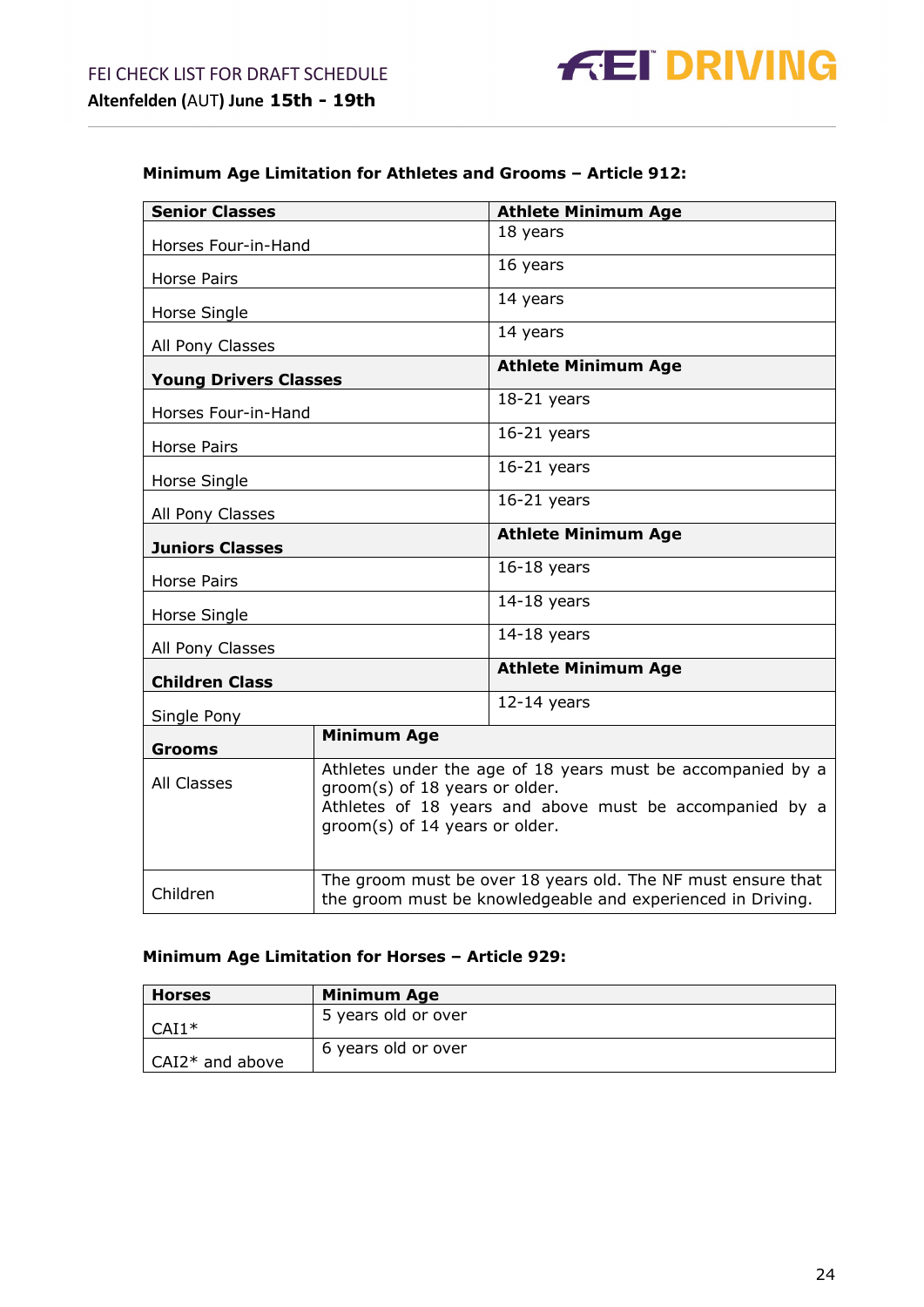### Minimum Age Limitation for Athletes and Grooms – Article 912:

| **Senior Classes** | **Athlete Minimum Age** |
|---|---|
| Horses Four-in-Hand | 18 years |
| Horse Pairs | 16 years |
| Horse Single | 14 years |
| All Pony Classes | 14 years |
| **Young Drivers Classes** | **Athlete Minimum Age** |
| Horses Four-in-Hand | 18-21 years |
| Horse Pairs | 16-21 years |
| Horse Single | 16-21 years |
| All Pony Classes | 16-21 years |
| **Juniors Classes** | **Athlete Minimum Age** |
| Horse Pairs | 16-18 years |
| Horse Single | 14-18 years |
| All Pony Classes | 14-18 years |
| **Children Class** | **Athlete Minimum Age** |
| Single Pony | 12-14 years |

| **Grooms** | **Minimum Age** |
|---|---|
| All Classes | Athletes under the age of 18 years must be accompanied by a groom(s) of 18 years or older. Athletes of 18 years and above must be accompanied by a groom(s) of 14 years or older. |
| Children | The groom must be over 18 years old. The NF must ensure that the groom must be knowledgeable and experienced in Driving. |

### Minimum Age Limitation for Horses – Article 929:

| **Horses** | **Minimum Age** |
|---|---|
| CAI1* | 5 years old or over |
| CAI2* and above | 6 years old or over |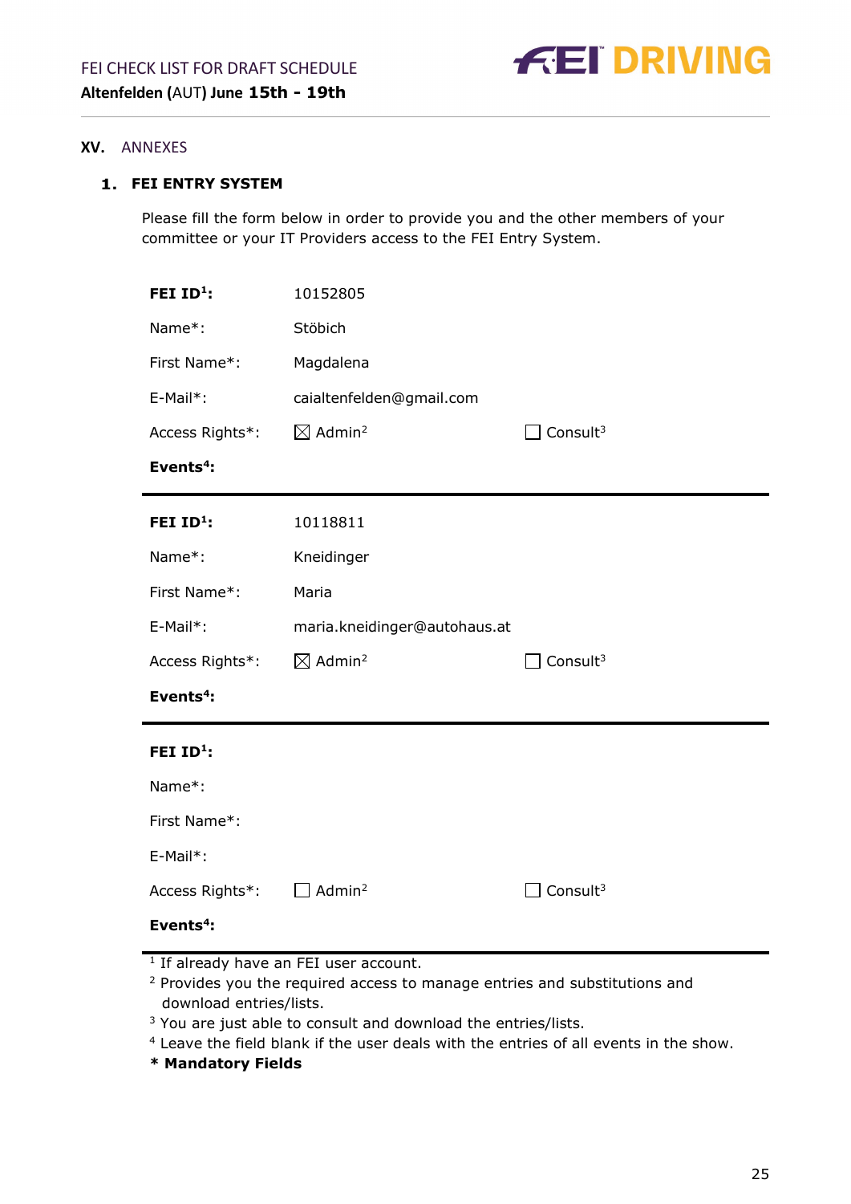## XV. ANNEXES

### 1. FEI ENTRY SYSTEM

Please fill the form below in order to provide you and the other members of your committee or your IT Providers access to the FEI Entry System.

| | | |
|---|---|---|
| **FEI ID[1]:** | 10152805 | |
| Name*: | Stöbich | |
| First Name*: | Magdalena | |
| E-Mail*: | caialtenfelden@gmail.com | |
| Access Rights*: | ☒ Admin[2] | ☐ Consult[3] |
| **Events[4]:** | | |

| | | |
|---|---|---|
| **FEI ID[1]:** | 10118811 | |
| Name*: | Kneidinger | |
| First Name*: | Maria | |
| E-Mail*: | maria.kneidinger@autohaus.at | |
| Access Rights*: | ☒ Admin[2] | ☐ Consult[3] |
| **Events[4]:** | | |

| | | |
|---|---|---|
| **FEI ID[1]:** | | |
| Name*: | | |
| First Name*: | | |
| E-Mail*: | | |
| Access Rights*: | ☐ Admin[2] | ☐ Consult[3] |
| **Events[4]:** | | |

[1] If already have an FEI user account.
[2] Provides you the required access to manage entries and substitutions and download entries/lists.
[3] You are just able to consult and download the entries/lists.
[4] Leave the field blank if the user deals with the entries of all events in the show.
**\* Mandatory Fields**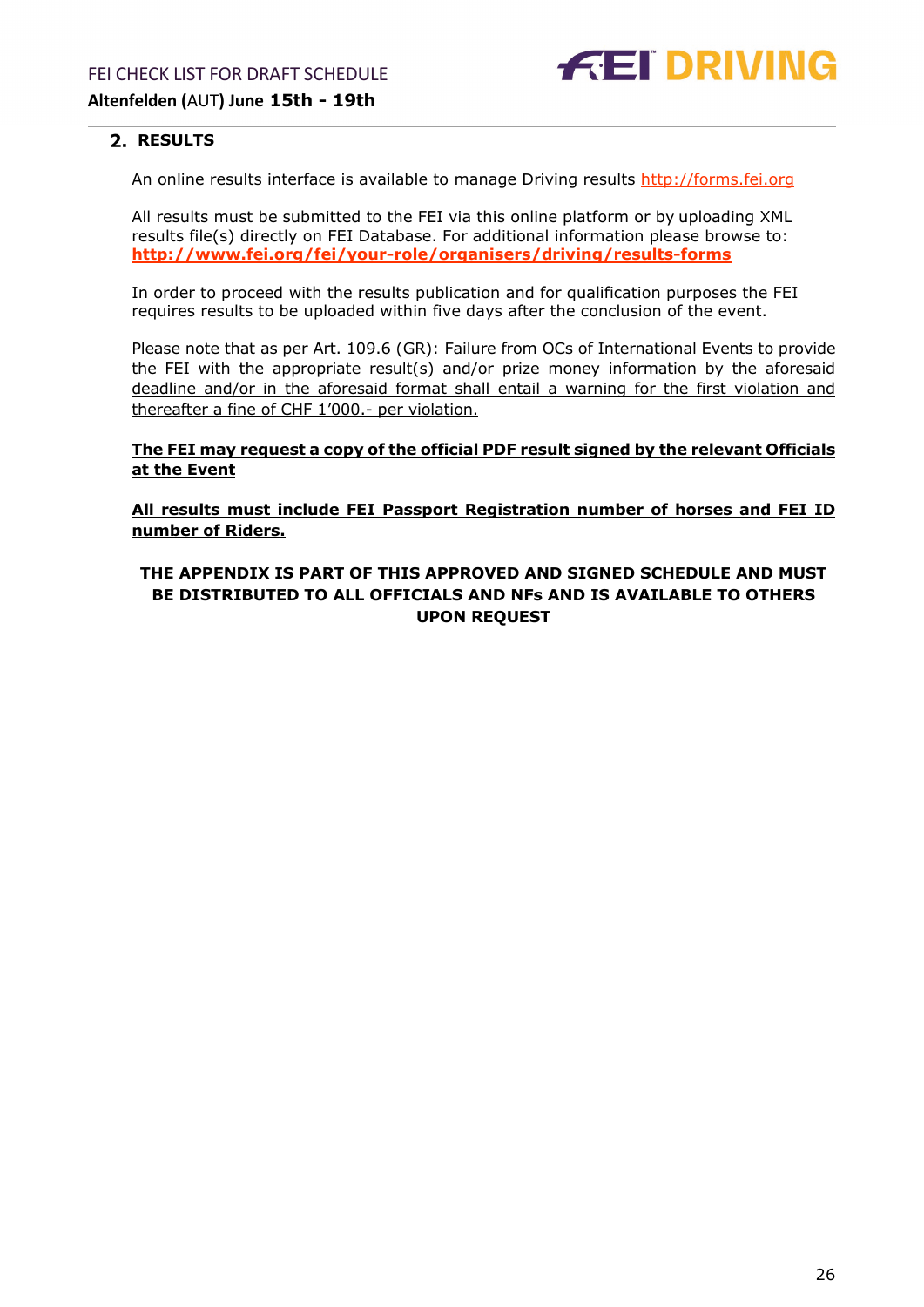## 2. RESULTS

An online results interface is available to manage Driving results http://forms.fei.org

All results must be submitted to the FEI via this online platform or by uploading XML results file(s) directly on FEI Database. For additional information please browse to: **http://www.fei.org/fei/your-role/organisers/driving/results-forms**

In order to proceed with the results publication and for qualification purposes the FEI requires results to be uploaded within five days after the conclusion of the event.

Please note that as per Art. 109.6 (GR): Failure from OCs of International Events to provide the FEI with the appropriate result(s) and/or prize money information by the aforesaid deadline and/or in the aforesaid format shall entail a warning for the first violation and thereafter a fine of CHF 1'000.- per violation.

**The FEI may request a copy of the official PDF result signed by the relevant Officials at the Event**

**All results must include FEI Passport Registration number of horses and FEI ID number of Riders.**

**THE APPENDIX IS PART OF THIS APPROVED AND SIGNED SCHEDULE AND MUST BE DISTRIBUTED TO ALL OFFICIALS AND NFs AND IS AVAILABLE TO OTHERS UPON REQUEST**